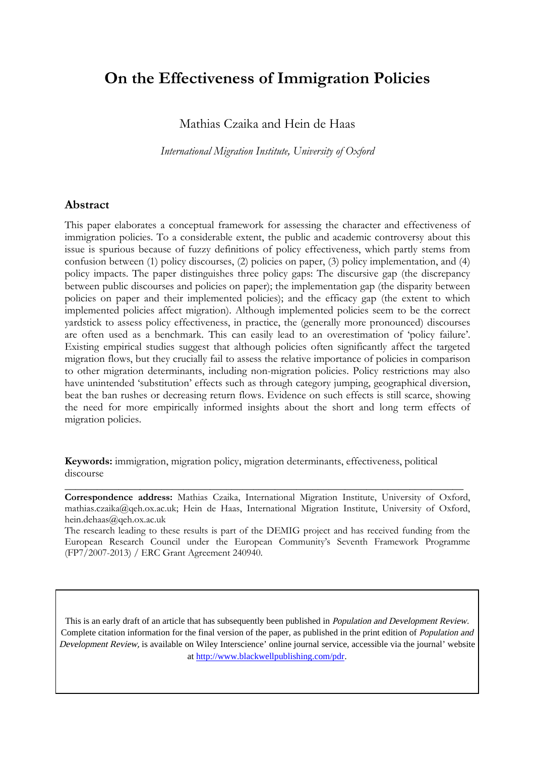# On the Effectiveness of Immigration Policies

Mathias Czaika and Hein de Haas

*International Migration Institute, University of Oxford*

## Abstract

This paper elaborates a conceptual framework for assessing the character and effectiveness of immigration policies. To a considerable extent, the public and academic controversy about this issue is spurious because of fuzzy definitions of policy effectiveness, which partly stems from confusion between (1) policy discourses, (2) policies on paper, (3) policy implementation, and (4) policy impacts. The paper distinguishes three policy gaps: The discursive gap (the discrepancy between public discourses and policies on paper); the implementation gap (the disparity between policies on paper and their implemented policies); and the efficacy gap (the extent to which implemented policies affect migration). Although implemented policies seem to be the correct yardstick to assess policy effectiveness, in practice, the (generally more pronounced) discourses are often used as a benchmark. This can easily lead to an overestimation of 'policy failure'. Existing empirical studies suggest that although policies often significantly affect the targeted migration flows, but they crucially fail to assess the relative importance of policies in comparison to other migration determinants, including non-migration policies. Policy restrictions may also have unintended 'substitution' effects such as through category jumping, geographical diversion, beat the ban rushes or decreasing return flows. Evidence on such effects is still scarce, showing the need for more empirically informed insights about the short and long term effects of migration policies.

**Keywords:** immigration, migration policy, migration determinants, effectiveness, political discourse

---

**Correspondence address:** Mathias Czaika, International Migration Institute, University of Oxford, mathias.czaika@qeh.ox.ac.uk; Hein de Haas, International Migration Institute, University of Oxford, hein.dehaas@qeh.ox.ac.uk

The research leading to these results is part of the DEMIG project and has received funding from the European Research Council under the European Community's Seventh Framework Programme (FP7/2007-2013) / ERC Grant Agreement 240940.

This is an early draft of an article that has subsequently been published in *Population and Development Review*. Complete citation information for the final version of the paper, as published in the print edition of *Population and Development Review*, is available on Wiley Interscience' online journal service, accessible via the journal' website at http://www.blackwellpublishing.com/pdr.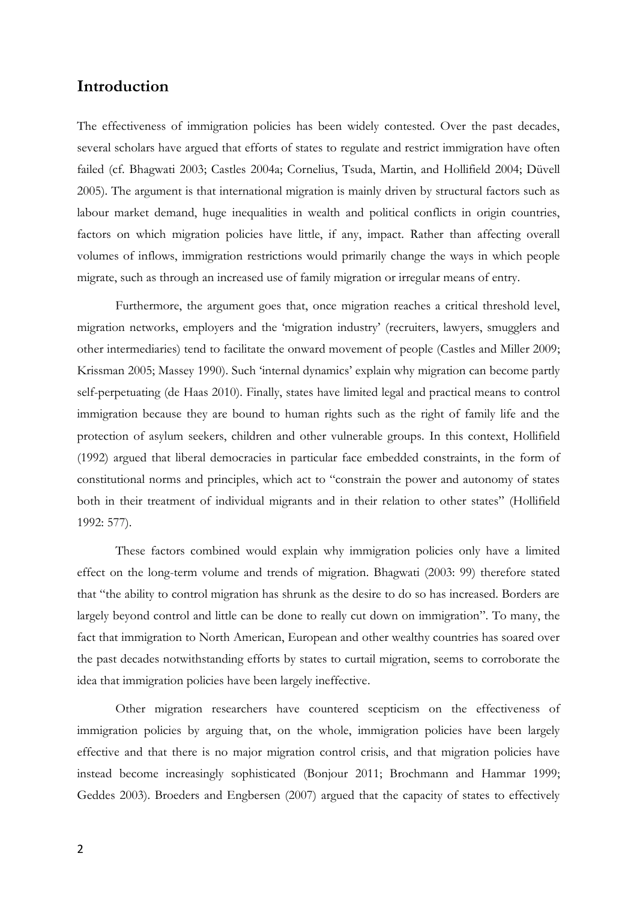## Introduction

The effectiveness of immigration policies has been widely contested. Over the past decades, several scholars have argued that efforts of states to regulate and restrict immigration have often failed (cf. Bhagwati 2003; Castles 2004a; Cornelius, Tsuda, Martin, and Hollifield 2004; Düvell 2005). The argument is that international migration is mainly driven by structural factors such as labour market demand, huge inequalities in wealth and political conflicts in origin countries, factors on which migration policies have little, if any, impact. Rather than affecting overall volumes of inflows, immigration restrictions would primarily change the ways in which people migrate, such as through an increased use of family migration or irregular means of entry.

Furthermore, the argument goes that, once migration reaches a critical threshold level, migration networks, employers and the 'migration industry' (recruiters, lawyers, smugglers and other intermediaries) tend to facilitate the onward movement of people (Castles and Miller 2009; Krissman 2005; Massey 1990). Such 'internal dynamics' explain why migration can become partly self-perpetuating (de Haas 2010). Finally, states have limited legal and practical means to control immigration because they are bound to human rights such as the right of family life and the protection of asylum seekers, children and other vulnerable groups. In this context, Hollifield (1992) argued that liberal democracies in particular face embedded constraints, in the form of constitutional norms and principles, which act to "constrain the power and autonomy of states both in their treatment of individual migrants and in their relation to other states" (Hollifield 1992: 577).

These factors combined would explain why immigration policies only have a limited effect on the long-term volume and trends of migration. Bhagwati (2003: 99) therefore stated that "the ability to control migration has shrunk as the desire to do so has increased. Borders are largely beyond control and little can be done to really cut down on immigration". To many, the fact that immigration to North American, European and other wealthy countries has soared over the past decades notwithstanding efforts by states to curtail migration, seems to corroborate the idea that immigration policies have been largely ineffective.

Other migration researchers have countered scepticism on the effectiveness of immigration policies by arguing that, on the whole, immigration policies have been largely effective and that there is no major migration control crisis, and that migration policies have instead become increasingly sophisticated (Bonjour 2011; Brochmann and Hammar 1999; Geddes 2003). Broeders and Engbersen (2007) argued that the capacity of states to effectively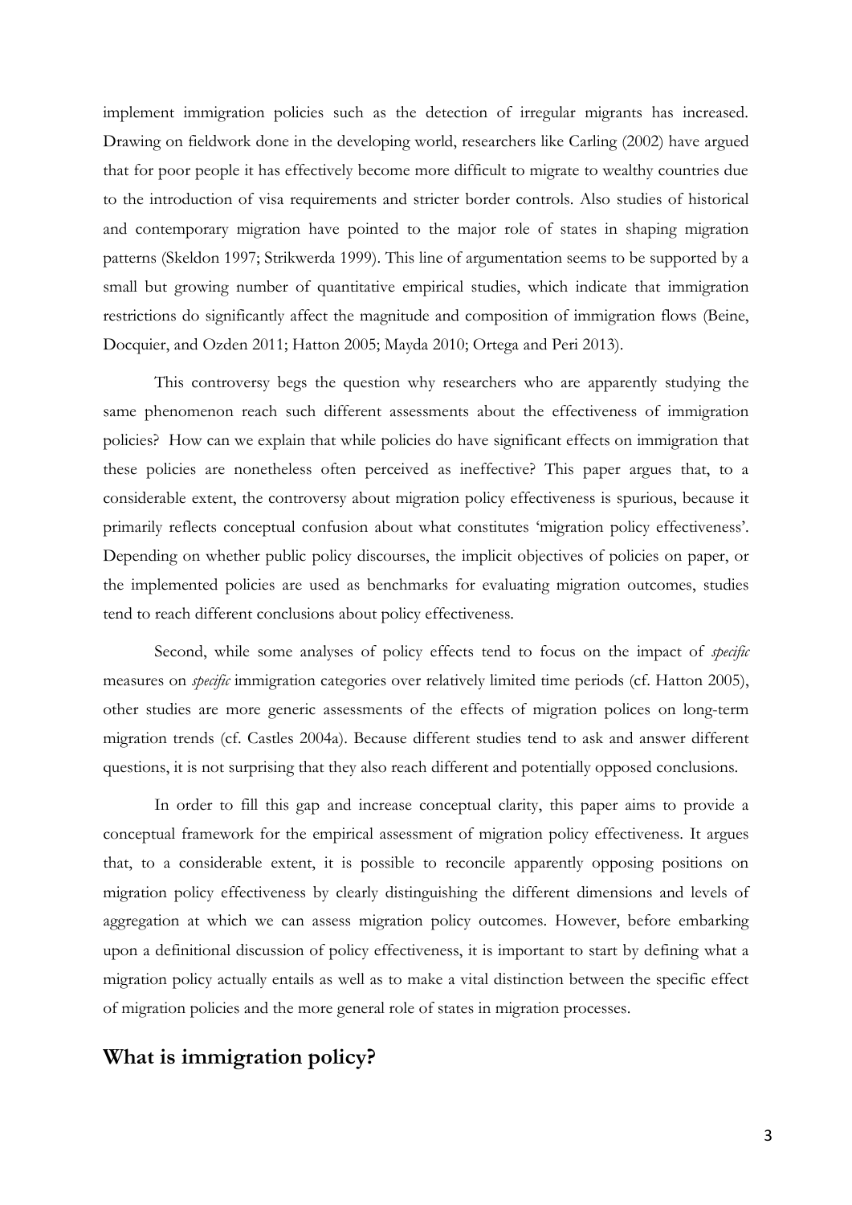implement immigration policies such as the detection of irregular migrants has increased. Drawing on fieldwork done in the developing world, researchers like Carling (2002) have argued that for poor people it has effectively become more difficult to migrate to wealthy countries due to the introduction of visa requirements and stricter border controls. Also studies of historical and contemporary migration have pointed to the major role of states in shaping migration patterns (Skeldon 1997; Strikwerda 1999). This line of argumentation seems to be supported by a small but growing number of quantitative empirical studies, which indicate that immigration restrictions do significantly affect the magnitude and composition of immigration flows (Beine, Docquier, and Ozden 2011; Hatton 2005; Mayda 2010; Ortega and Peri 2013).

This controversy begs the question why researchers who are apparently studying the same phenomenon reach such different assessments about the effectiveness of immigration policies? How can we explain that while policies do have significant effects on immigration that these policies are nonetheless often perceived as ineffective? This paper argues that, to a considerable extent, the controversy about migration policy effectiveness is spurious, because it primarily reflects conceptual confusion about what constitutes 'migration policy effectiveness'. Depending on whether public policy discourses, the implicit objectives of policies on paper, or the implemented policies are used as benchmarks for evaluating migration outcomes, studies tend to reach different conclusions about policy effectiveness.

Second, while some analyses of policy effects tend to focus on the impact of *specific* measures on *specific* immigration categories over relatively limited time periods (cf. Hatton 2005), other studies are more generic assessments of the effects of migration polices on long-term migration trends (cf. Castles 2004a). Because different studies tend to ask and answer different questions, it is not surprising that they also reach different and potentially opposed conclusions.

In order to fill this gap and increase conceptual clarity, this paper aims to provide a conceptual framework for the empirical assessment of migration policy effectiveness. It argues that, to a considerable extent, it is possible to reconcile apparently opposing positions on migration policy effectiveness by clearly distinguishing the different dimensions and levels of aggregation at which we can assess migration policy outcomes. However, before embarking upon a definitional discussion of policy effectiveness, it is important to start by defining what a migration policy actually entails as well as to make a vital distinction between the specific effect of migration policies and the more general role of states in migration processes.

## What is immigration policy?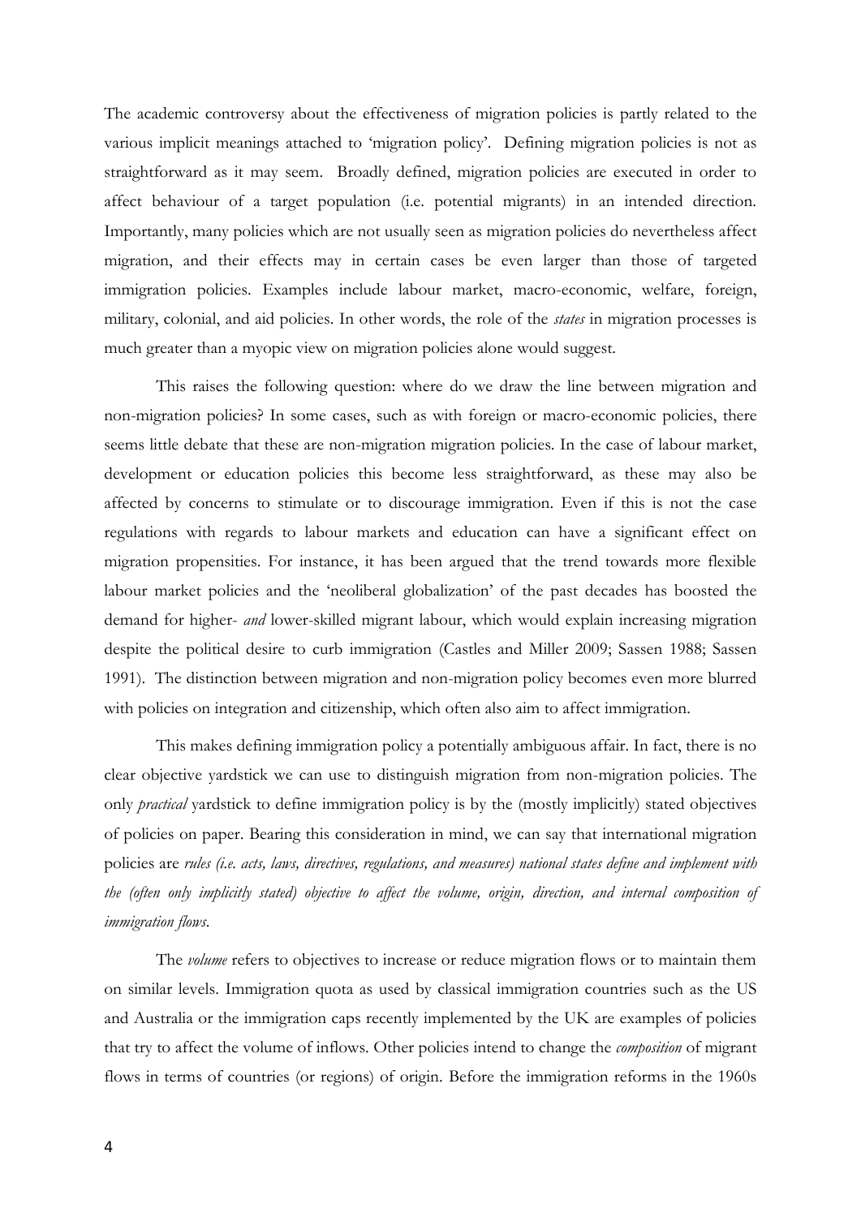The academic controversy about the effectiveness of migration policies is partly related to the various implicit meanings attached to 'migration policy'. Defining migration policies is not as straightforward as it may seem. Broadly defined, migration policies are executed in order to affect behaviour of a target population (i.e. potential migrants) in an intended direction. Importantly, many policies which are not usually seen as migration policies do nevertheless affect migration, and their effects may in certain cases be even larger than those of targeted immigration policies. Examples include labour market, macro-economic, welfare, foreign, military, colonial, and aid policies. In other words, the role of the *states* in migration processes is much greater than a myopic view on migration policies alone would suggest.

This raises the following question: where do we draw the line between migration and non-migration policies? In some cases, such as with foreign or macro-economic policies, there seems little debate that these are non-migration migration policies. In the case of labour market, development or education policies this become less straightforward, as these may also be affected by concerns to stimulate or to discourage immigration. Even if this is not the case regulations with regards to labour markets and education can have a significant effect on migration propensities. For instance, it has been argued that the trend towards more flexible labour market policies and the 'neoliberal globalization' of the past decades has boosted the demand for higher- *and* lower-skilled migrant labour, which would explain increasing migration despite the political desire to curb immigration (Castles and Miller 2009; Sassen 1988; Sassen 1991). The distinction between migration and non-migration policy becomes even more blurred with policies on integration and citizenship, which often also aim to affect immigration.

This makes defining immigration policy a potentially ambiguous affair. In fact, there is no clear objective yardstick we can use to distinguish migration from non-migration policies. The only *practical* yardstick to define immigration policy is by the (mostly implicitly) stated objectives of policies on paper. Bearing this consideration in mind, we can say that international migration policies are *rules (i.e. acts, laws, directives, regulations, and measures) national states define and implement with the (often only implicitly stated) objective to affect the volume, origin, direction, and internal composition of immigration flows*.

The *volume* refers to objectives to increase or reduce migration flows or to maintain them on similar levels. Immigration quota as used by classical immigration countries such as the US and Australia or the immigration caps recently implemented by the UK are examples of policies that try to affect the volume of inflows. Other policies intend to change the *composition* of migrant flows in terms of countries (or regions) of origin. Before the immigration reforms in the 1960s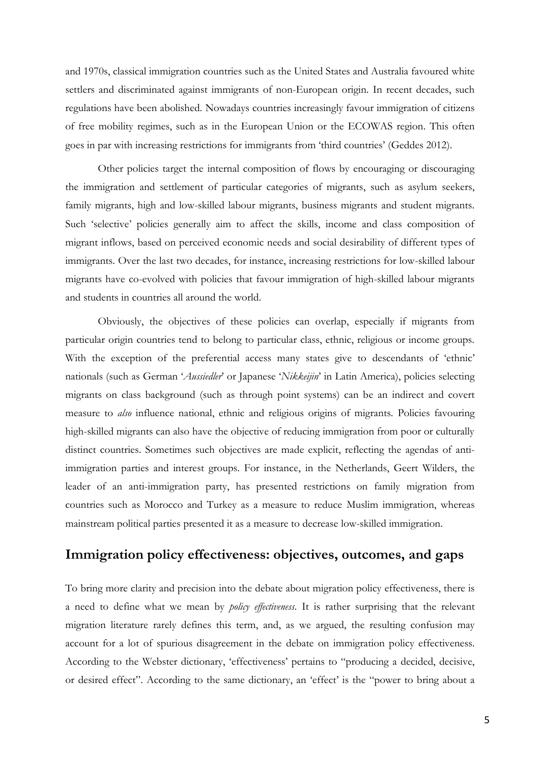and 1970s, classical immigration countries such as the United States and Australia favoured white settlers and discriminated against immigrants of non-European origin. In recent decades, such regulations have been abolished. Nowadays countries increasingly favour immigration of citizens of free mobility regimes, such as in the European Union or the ECOWAS region. This often goes in par with increasing restrictions for immigrants from 'third countries' (Geddes 2012).

Other policies target the internal composition of flows by encouraging or discouraging the immigration and settlement of particular categories of migrants, such as asylum seekers, family migrants, high and low-skilled labour migrants, business migrants and student migrants. Such 'selective' policies generally aim to affect the skills, income and class composition of migrant inflows, based on perceived economic needs and social desirability of different types of immigrants. Over the last two decades, for instance, increasing restrictions for low-skilled labour migrants have co-evolved with policies that favour immigration of high-skilled labour migrants and students in countries all around the world.

Obviously, the objectives of these policies can overlap, especially if migrants from particular origin countries tend to belong to particular class, ethnic, religious or income groups. With the exception of the preferential access many states give to descendants of 'ethnic' nationals (such as German '*Aussiedler*' or Japanese '*Nikkeijin*' in Latin America), policies selecting migrants on class background (such as through point systems) can be an indirect and covert measure to *also* influence national, ethnic and religious origins of migrants. Policies favouring high-skilled migrants can also have the objective of reducing immigration from poor or culturally distinct countries. Sometimes such objectives are made explicit, reflecting the agendas of anti-immigration parties and interest groups. For instance, in the Netherlands, Geert Wilders, the leader of an anti-immigration party, has presented restrictions on family migration from countries such as Morocco and Turkey as a measure to reduce Muslim immigration, whereas mainstream political parties presented it as a measure to decrease low-skilled immigration.

## Immigration policy effectiveness: objectives, outcomes, and gaps

To bring more clarity and precision into the debate about migration policy effectiveness, there is a need to define what we mean by *policy effectiveness*. It is rather surprising that the relevant migration literature rarely defines this term, and, as we argued, the resulting confusion may account for a lot of spurious disagreement in the debate on immigration policy effectiveness. According to the Webster dictionary, 'effectiveness' pertains to "producing a decided, decisive, or desired effect". According to the same dictionary, an 'effect' is the "power to bring about a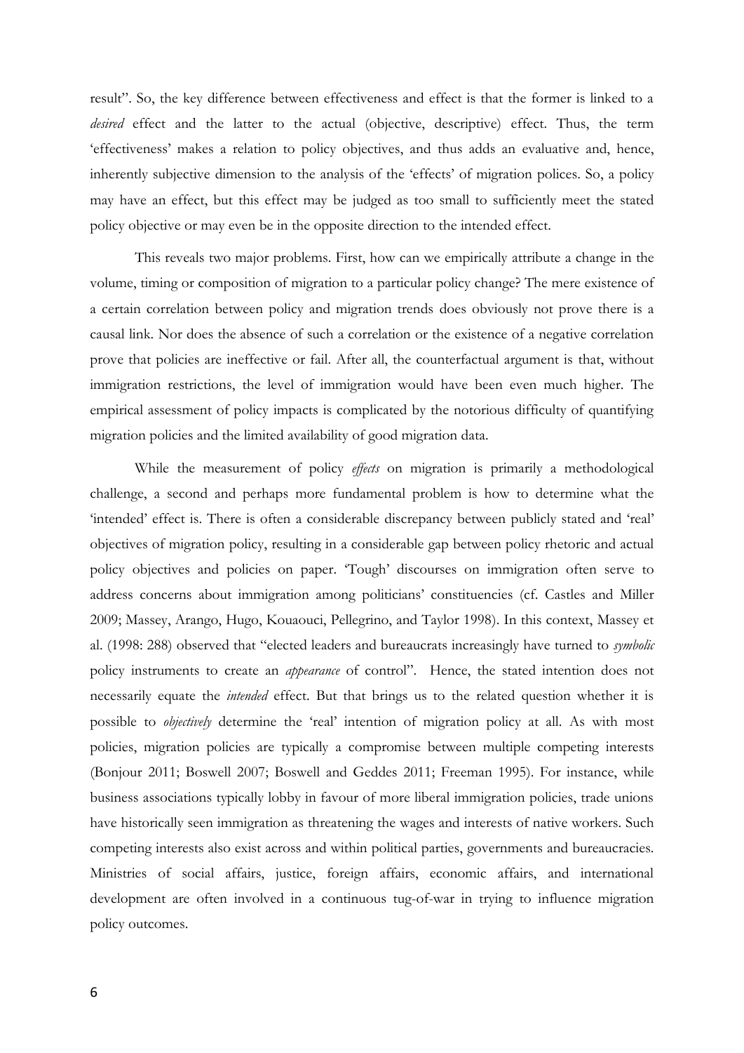result". So, the key difference between effectiveness and effect is that the former is linked to a *desired* effect and the latter to the actual (objective, descriptive) effect. Thus, the term 'effectiveness' makes a relation to policy objectives, and thus adds an evaluative and, hence, inherently subjective dimension to the analysis of the 'effects' of migration polices. So, a policy may have an effect, but this effect may be judged as too small to sufficiently meet the stated policy objective or may even be in the opposite direction to the intended effect.

This reveals two major problems. First, how can we empirically attribute a change in the volume, timing or composition of migration to a particular policy change? The mere existence of a certain correlation between policy and migration trends does obviously not prove there is a causal link. Nor does the absence of such a correlation or the existence of a negative correlation prove that policies are ineffective or fail. After all, the counterfactual argument is that, without immigration restrictions, the level of immigration would have been even much higher. The empirical assessment of policy impacts is complicated by the notorious difficulty of quantifying migration policies and the limited availability of good migration data.

While the measurement of policy *effects* on migration is primarily a methodological challenge, a second and perhaps more fundamental problem is how to determine what the 'intended' effect is. There is often a considerable discrepancy between publicly stated and 'real' objectives of migration policy, resulting in a considerable gap between policy rhetoric and actual policy objectives and policies on paper. 'Tough' discourses on immigration often serve to address concerns about immigration among politicians' constituencies (cf. Castles and Miller 2009; Massey, Arango, Hugo, Kouaouci, Pellegrino, and Taylor 1998). In this context, Massey et al. (1998: 288) observed that "elected leaders and bureaucrats increasingly have turned to *symbolic* policy instruments to create an *appearance* of control". Hence, the stated intention does not necessarily equate the *intended* effect. But that brings us to the related question whether it is possible to *objectively* determine the 'real' intention of migration policy at all. As with most policies, migration policies are typically a compromise between multiple competing interests (Bonjour 2011; Boswell 2007; Boswell and Geddes 2011; Freeman 1995). For instance, while business associations typically lobby in favour of more liberal immigration policies, trade unions have historically seen immigration as threatening the wages and interests of native workers. Such competing interests also exist across and within political parties, governments and bureaucracies. Ministries of social affairs, justice, foreign affairs, economic affairs, and international development are often involved in a continuous tug-of-war in trying to influence migration policy outcomes.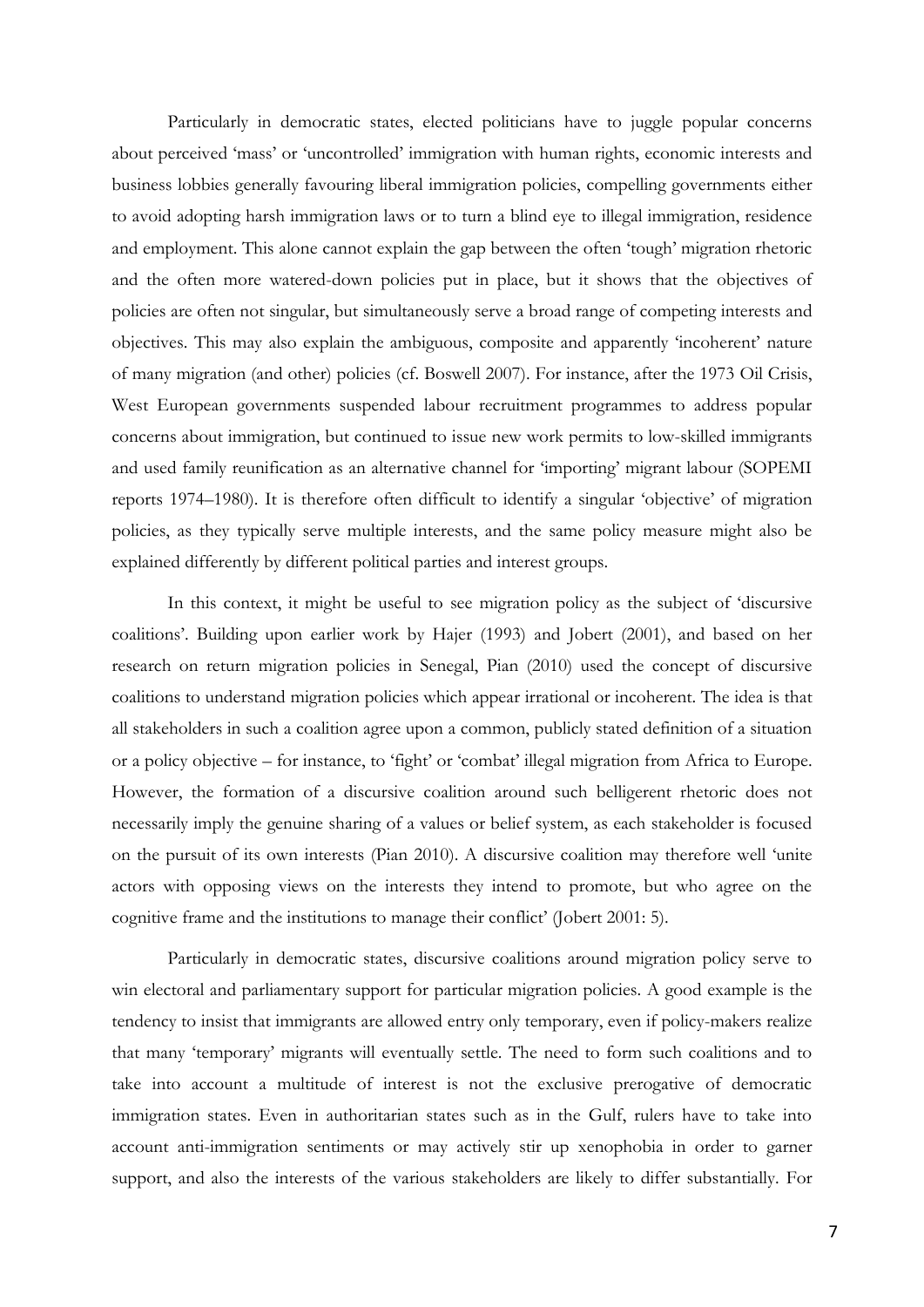Particularly in democratic states, elected politicians have to juggle popular concerns about perceived 'mass' or 'uncontrolled' immigration with human rights, economic interests and business lobbies generally favouring liberal immigration policies, compelling governments either to avoid adopting harsh immigration laws or to turn a blind eye to illegal immigration, residence and employment. This alone cannot explain the gap between the often 'tough' migration rhetoric and the often more watered-down policies put in place, but it shows that the objectives of policies are often not singular, but simultaneously serve a broad range of competing interests and objectives. This may also explain the ambiguous, composite and apparently 'incoherent' nature of many migration (and other) policies (cf. Boswell 2007). For instance, after the 1973 Oil Crisis, West European governments suspended labour recruitment programmes to address popular concerns about immigration, but continued to issue new work permits to low-skilled immigrants and used family reunification as an alternative channel for 'importing' migrant labour (SOPEMI reports 1974–1980). It is therefore often difficult to identify a singular 'objective' of migration policies, as they typically serve multiple interests, and the same policy measure might also be explained differently by different political parties and interest groups.

In this context, it might be useful to see migration policy as the subject of 'discursive coalitions'. Building upon earlier work by Hajer (1993) and Jobert (2001), and based on her research on return migration policies in Senegal, Pian (2010) used the concept of discursive coalitions to understand migration policies which appear irrational or incoherent. The idea is that all stakeholders in such a coalition agree upon a common, publicly stated definition of a situation or a policy objective – for instance, to 'fight' or 'combat' illegal migration from Africa to Europe. However, the formation of a discursive coalition around such belligerent rhetoric does not necessarily imply the genuine sharing of a values or belief system, as each stakeholder is focused on the pursuit of its own interests (Pian 2010). A discursive coalition may therefore well 'unite actors with opposing views on the interests they intend to promote, but who agree on the cognitive frame and the institutions to manage their conflict' (Jobert 2001: 5).

Particularly in democratic states, discursive coalitions around migration policy serve to win electoral and parliamentary support for particular migration policies. A good example is the tendency to insist that immigrants are allowed entry only temporary, even if policy-makers realize that many 'temporary' migrants will eventually settle. The need to form such coalitions and to take into account a multitude of interest is not the exclusive prerogative of democratic immigration states. Even in authoritarian states such as in the Gulf, rulers have to take into account anti-immigration sentiments or may actively stir up xenophobia in order to garner support, and also the interests of the various stakeholders are likely to differ substantially. For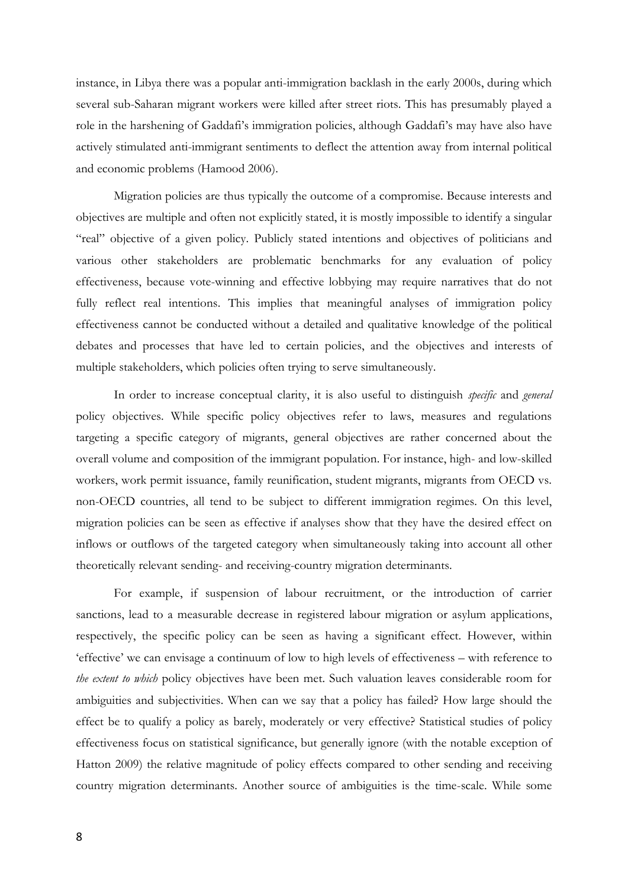instance, in Libya there was a popular anti-immigration backlash in the early 2000s, during which several sub-Saharan migrant workers were killed after street riots. This has presumably played a role in the harshening of Gaddafi's immigration policies, although Gaddafi's may have also have actively stimulated anti-immigrant sentiments to deflect the attention away from internal political and economic problems (Hamood 2006).

Migration policies are thus typically the outcome of a compromise. Because interests and objectives are multiple and often not explicitly stated, it is mostly impossible to identify a singular "real" objective of a given policy. Publicly stated intentions and objectives of politicians and various other stakeholders are problematic benchmarks for any evaluation of policy effectiveness, because vote-winning and effective lobbying may require narratives that do not fully reflect real intentions. This implies that meaningful analyses of immigration policy effectiveness cannot be conducted without a detailed and qualitative knowledge of the political debates and processes that have led to certain policies, and the objectives and interests of multiple stakeholders, which policies often trying to serve simultaneously.

In order to increase conceptual clarity, it is also useful to distinguish *specific* and *general* policy objectives. While specific policy objectives refer to laws, measures and regulations targeting a specific category of migrants, general objectives are rather concerned about the overall volume and composition of the immigrant population. For instance, high- and low-skilled workers, work permit issuance, family reunification, student migrants, migrants from OECD vs. non-OECD countries, all tend to be subject to different immigration regimes. On this level, migration policies can be seen as effective if analyses show that they have the desired effect on inflows or outflows of the targeted category when simultaneously taking into account all other theoretically relevant sending- and receiving-country migration determinants.

For example, if suspension of labour recruitment, or the introduction of carrier sanctions, lead to a measurable decrease in registered labour migration or asylum applications, respectively, the specific policy can be seen as having a significant effect. However, within 'effective' we can envisage a continuum of low to high levels of effectiveness – with reference to *the extent to which* policy objectives have been met. Such valuation leaves considerable room for ambiguities and subjectivities. When can we say that a policy has failed? How large should the effect be to qualify a policy as barely, moderately or very effective? Statistical studies of policy effectiveness focus on statistical significance, but generally ignore (with the notable exception of Hatton 2009) the relative magnitude of policy effects compared to other sending and receiving country migration determinants. Another source of ambiguities is the time-scale. While some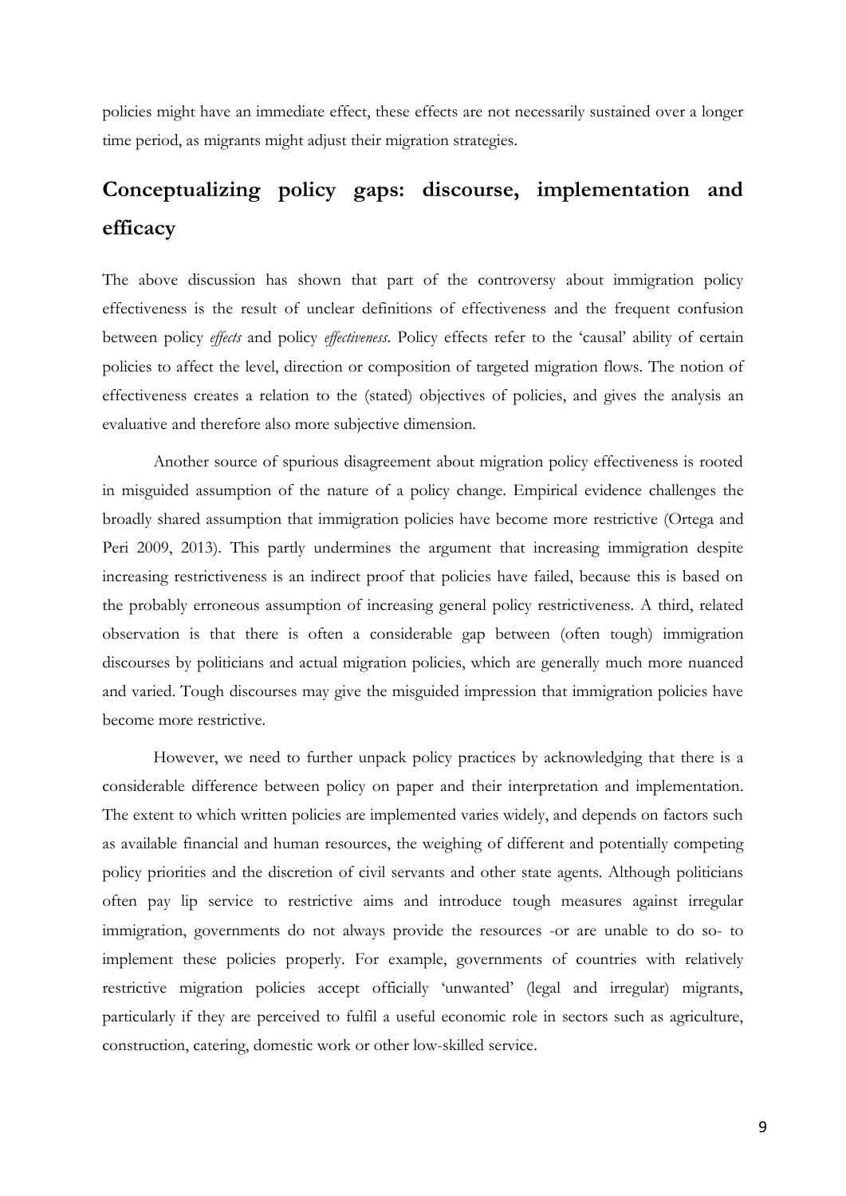policies might have an immediate effect, these effects are not necessarily sustained over a longer time period, as migrants might adjust their migration strategies.

## Conceptualizing policy gaps: discourse, implementation and efficacy

The above discussion has shown that part of the controversy about immigration policy effectiveness is the result of unclear definitions of effectiveness and the frequent confusion between policy *effects* and policy *effectiveness*. Policy effects refer to the 'causal' ability of certain policies to affect the level, direction or composition of targeted migration flows. The notion of effectiveness creates a relation to the (stated) objectives of policies, and gives the analysis an evaluative and therefore also more subjective dimension.

Another source of spurious disagreement about migration policy effectiveness is rooted in misguided assumption of the nature of a policy change. Empirical evidence challenges the broadly shared assumption that immigration policies have become more restrictive (Ortega and Peri 2009, 2013). This partly undermines the argument that increasing immigration despite increasing restrictiveness is an indirect proof that policies have failed, because this is based on the probably erroneous assumption of increasing general policy restrictiveness. A third, related observation is that there is often a considerable gap between (often tough) immigration discourses by politicians and actual migration policies, which are generally much more nuanced and varied. Tough discourses may give the misguided impression that immigration policies have become more restrictive.

However, we need to further unpack policy practices by acknowledging that there is a considerable difference between policy on paper and their interpretation and implementation. The extent to which written policies are implemented varies widely, and depends on factors such as available financial and human resources, the weighing of different and potentially competing policy priorities and the discretion of civil servants and other state agents. Although politicians often pay lip service to restrictive aims and introduce tough measures against irregular immigration, governments do not always provide the resources -or are unable to do so- to implement these policies properly. For example, governments of countries with relatively restrictive migration policies accept officially 'unwanted' (legal and irregular) migrants, particularly if they are perceived to fulfil a useful economic role in sectors such as agriculture, construction, catering, domestic work or other low-skilled service.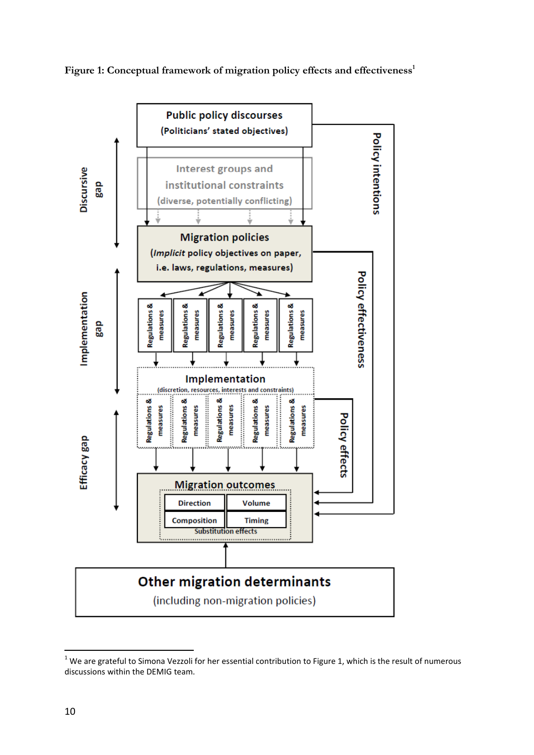**Figure 1: Conceptual framework of migration policy effects and effectiveness**[1]

Public policy discourses
(Politicians' stated objectives)

Interest groups and institutional constraints
(diverse, potentially conflicting)

Migration policies
(*Implicit* policy objectives on paper, i.e. laws, regulations, measures)

Regulations & measures | Regulations & measures | Regulations & measures | Regulations & measures | Regulations & measures

Implementation
(discretion, resources, interests and constraints)

Regulations & measures | Regulations & measures | Regulations & measures | Regulations & measures | Regulations & measures

Migration outcomes
Direction | Volume
Composition | Timing
Substitution effects

Other migration determinants
(including non-migration policies)

Discursive gap — Implementation gap — Efficacy gap

Policy intentions — Policy effectiveness — Policy effects

---

[1] We are grateful to Simona Vezzoli for her essential contribution to Figure 1, which is the result of numerous discussions within the DEMIG team.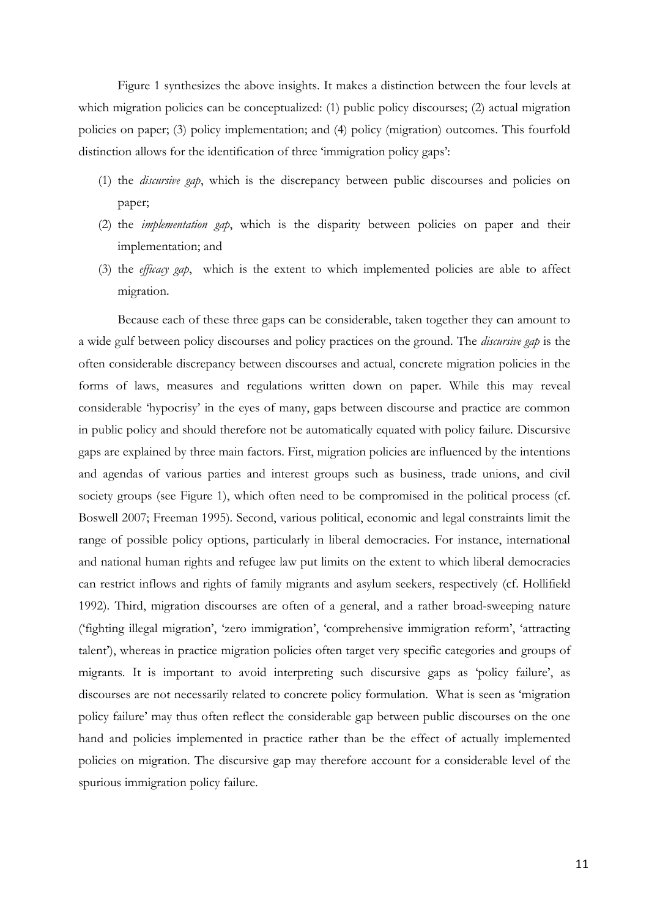Figure 1 synthesizes the above insights. It makes a distinction between the four levels at which migration policies can be conceptualized: (1) public policy discourses; (2) actual migration policies on paper; (3) policy implementation; and (4) policy (migration) outcomes. This fourfold distinction allows for the identification of three 'immigration policy gaps':

(1) the *discursive gap*, which is the discrepancy between public discourses and policies on paper;

(2) the *implementation gap*, which is the disparity between policies on paper and their implementation; and

(3) the *efficacy gap*, which is the extent to which implemented policies are able to affect migration.

Because each of these three gaps can be considerable, taken together they can amount to a wide gulf between policy discourses and policy practices on the ground. The *discursive gap* is the often considerable discrepancy between discourses and actual, concrete migration policies in the forms of laws, measures and regulations written down on paper. While this may reveal considerable 'hypocrisy' in the eyes of many, gaps between discourse and practice are common in public policy and should therefore not be automatically equated with policy failure. Discursive gaps are explained by three main factors. First, migration policies are influenced by the intentions and agendas of various parties and interest groups such as business, trade unions, and civil society groups (see Figure 1), which often need to be compromised in the political process (cf. Boswell 2007; Freeman 1995). Second, various political, economic and legal constraints limit the range of possible policy options, particularly in liberal democracies. For instance, international and national human rights and refugee law put limits on the extent to which liberal democracies can restrict inflows and rights of family migrants and asylum seekers, respectively (cf. Hollifield 1992). Third, migration discourses are often of a general, and a rather broad-sweeping nature ('fighting illegal migration', 'zero immigration', 'comprehensive immigration reform', 'attracting talent'), whereas in practice migration policies often target very specific categories and groups of migrants. It is important to avoid interpreting such discursive gaps as 'policy failure', as discourses are not necessarily related to concrete policy formulation. What is seen as 'migration policy failure' may thus often reflect the considerable gap between public discourses on the one hand and policies implemented in practice rather than be the effect of actually implemented policies on migration. The discursive gap may therefore account for a considerable level of the spurious immigration policy failure.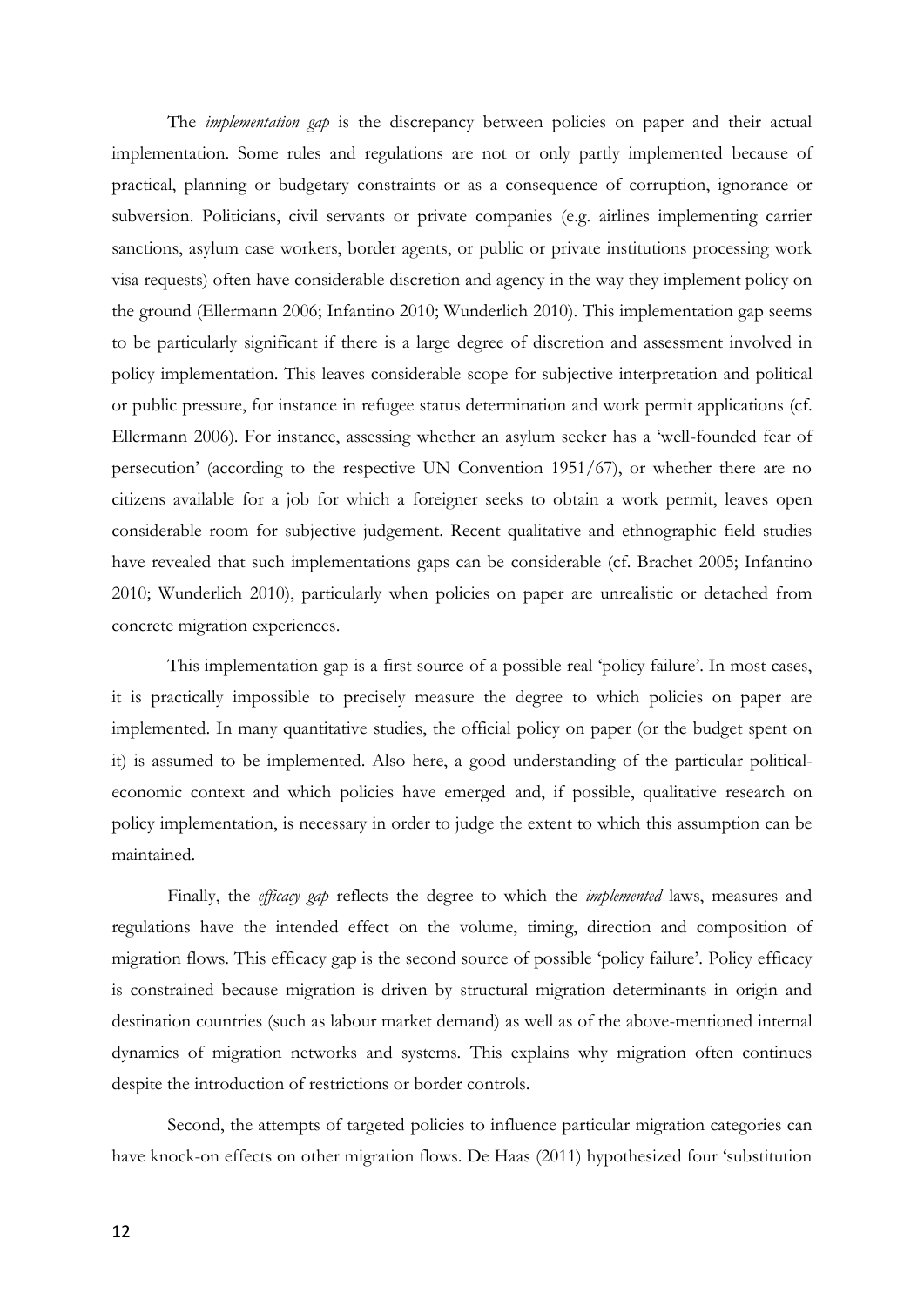The *implementation gap* is the discrepancy between policies on paper and their actual implementation. Some rules and regulations are not or only partly implemented because of practical, planning or budgetary constraints or as a consequence of corruption, ignorance or subversion. Politicians, civil servants or private companies (e.g. airlines implementing carrier sanctions, asylum case workers, border agents, or public or private institutions processing work visa requests) often have considerable discretion and agency in the way they implement policy on the ground (Ellermann 2006; Infantino 2010; Wunderlich 2010). This implementation gap seems to be particularly significant if there is a large degree of discretion and assessment involved in policy implementation. This leaves considerable scope for subjective interpretation and political or public pressure, for instance in refugee status determination and work permit applications (cf. Ellermann 2006). For instance, assessing whether an asylum seeker has a 'well-founded fear of persecution' (according to the respective UN Convention 1951/67), or whether there are no citizens available for a job for which a foreigner seeks to obtain a work permit, leaves open considerable room for subjective judgement. Recent qualitative and ethnographic field studies have revealed that such implementations gaps can be considerable (cf. Brachet 2005; Infantino 2010; Wunderlich 2010), particularly when policies on paper are unrealistic or detached from concrete migration experiences.

This implementation gap is a first source of a possible real 'policy failure'. In most cases, it is practically impossible to precisely measure the degree to which policies on paper are implemented. In many quantitative studies, the official policy on paper (or the budget spent on it) is assumed to be implemented. Also here, a good understanding of the particular political-economic context and which policies have emerged and, if possible, qualitative research on policy implementation, is necessary in order to judge the extent to which this assumption can be maintained.

Finally, the *efficacy gap* reflects the degree to which the *implemented* laws, measures and regulations have the intended effect on the volume, timing, direction and composition of migration flows. This efficacy gap is the second source of possible 'policy failure'. Policy efficacy is constrained because migration is driven by structural migration determinants in origin and destination countries (such as labour market demand) as well as of the above-mentioned internal dynamics of migration networks and systems. This explains why migration often continues despite the introduction of restrictions or border controls.

Second, the attempts of targeted policies to influence particular migration categories can have knock-on effects on other migration flows. De Haas (2011) hypothesized four 'substitution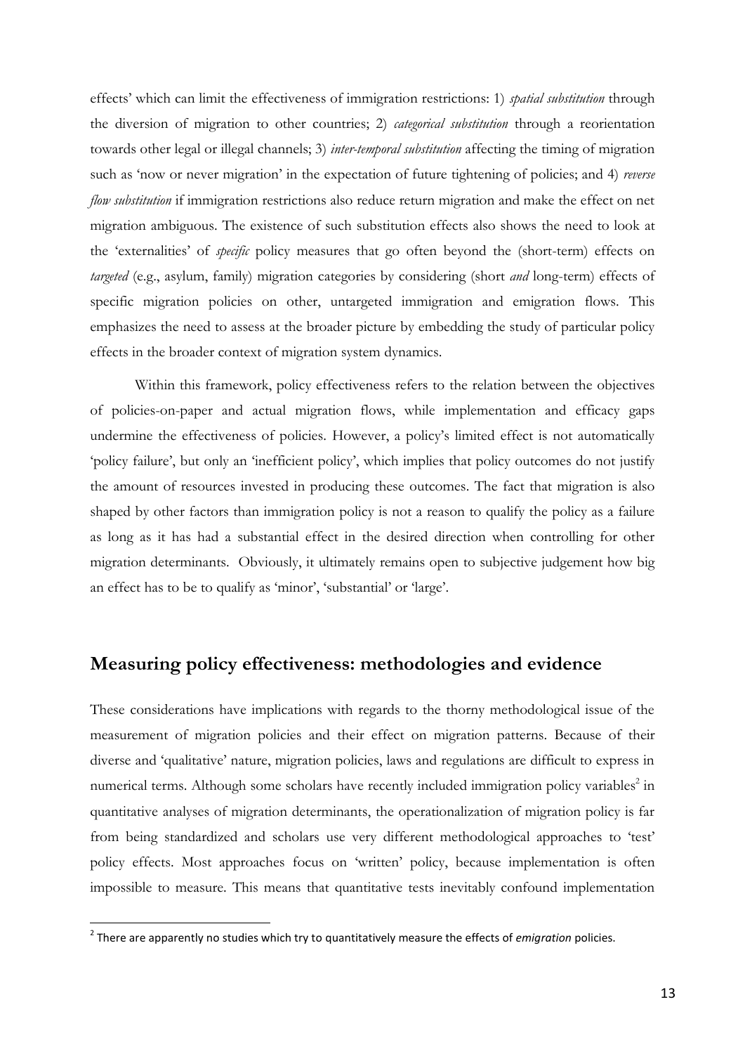effects' which can limit the effectiveness of immigration restrictions: 1) *spatial substitution* through the diversion of migration to other countries; 2) *categorical substitution* through a reorientation towards other legal or illegal channels; 3) *inter-temporal substitution* affecting the timing of migration such as 'now or never migration' in the expectation of future tightening of policies; and 4) *reverse flow substitution* if immigration restrictions also reduce return migration and make the effect on net migration ambiguous. The existence of such substitution effects also shows the need to look at the 'externalities' of *specific* policy measures that go often beyond the (short-term) effects on *targeted* (e.g., asylum, family) migration categories by considering (short *and* long-term) effects of specific migration policies on other, untargeted immigration and emigration flows. This emphasizes the need to assess at the broader picture by embedding the study of particular policy effects in the broader context of migration system dynamics.

Within this framework, policy effectiveness refers to the relation between the objectives of policies-on-paper and actual migration flows, while implementation and efficacy gaps undermine the effectiveness of policies. However, a policy's limited effect is not automatically 'policy failure', but only an 'inefficient policy', which implies that policy outcomes do not justify the amount of resources invested in producing these outcomes. The fact that migration is also shaped by other factors than immigration policy is not a reason to qualify the policy as a failure as long as it has had a substantial effect in the desired direction when controlling for other migration determinants. Obviously, it ultimately remains open to subjective judgement how big an effect has to be to qualify as 'minor', 'substantial' or 'large'.

## Measuring policy effectiveness: methodologies and evidence

These considerations have implications with regards to the thorny methodological issue of the measurement of migration policies and their effect on migration patterns. Because of their diverse and 'qualitative' nature, migration policies, laws and regulations are difficult to express in numerical terms. Although some scholars have recently included immigration policy variables[2] in quantitative analyses of migration determinants, the operationalization of migration policy is far from being standardized and scholars use very different methodological approaches to 'test' policy effects. Most approaches focus on 'written' policy, because implementation is often impossible to measure. This means that quantitative tests inevitably confound implementation

[2] There are apparently no studies which try to quantitatively measure the effects of *emigration* policies.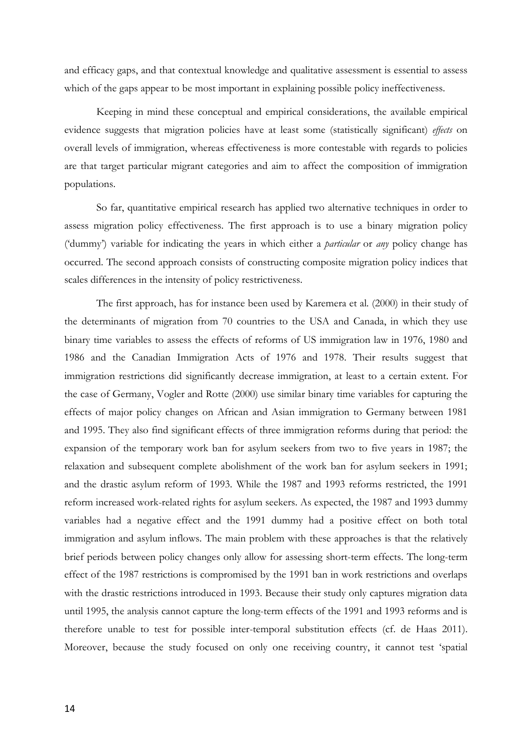and efficacy gaps, and that contextual knowledge and qualitative assessment is essential to assess which of the gaps appear to be most important in explaining possible policy ineffectiveness.

Keeping in mind these conceptual and empirical considerations, the available empirical evidence suggests that migration policies have at least some (statistically significant) *effects* on overall levels of immigration, whereas effectiveness is more contestable with regards to policies are that target particular migrant categories and aim to affect the composition of immigration populations.

So far, quantitative empirical research has applied two alternative techniques in order to assess migration policy effectiveness. The first approach is to use a binary migration policy ('dummy') variable for indicating the years in which either a *particular* or *any* policy change has occurred. The second approach consists of constructing composite migration policy indices that scales differences in the intensity of policy restrictiveness.

The first approach, has for instance been used by Karemera et al. (2000) in their study of the determinants of migration from 70 countries to the USA and Canada, in which they use binary time variables to assess the effects of reforms of US immigration law in 1976, 1980 and 1986 and the Canadian Immigration Acts of 1976 and 1978. Their results suggest that immigration restrictions did significantly decrease immigration, at least to a certain extent. For the case of Germany, Vogler and Rotte (2000) use similar binary time variables for capturing the effects of major policy changes on African and Asian immigration to Germany between 1981 and 1995. They also find significant effects of three immigration reforms during that period: the expansion of the temporary work ban for asylum seekers from two to five years in 1987; the relaxation and subsequent complete abolishment of the work ban for asylum seekers in 1991; and the drastic asylum reform of 1993. While the 1987 and 1993 reforms restricted, the 1991 reform increased work-related rights for asylum seekers. As expected, the 1987 and 1993 dummy variables had a negative effect and the 1991 dummy had a positive effect on both total immigration and asylum inflows. The main problem with these approaches is that the relatively brief periods between policy changes only allow for assessing short-term effects. The long-term effect of the 1987 restrictions is compromised by the 1991 ban in work restrictions and overlaps with the drastic restrictions introduced in 1993. Because their study only captures migration data until 1995, the analysis cannot capture the long-term effects of the 1991 and 1993 reforms and is therefore unable to test for possible inter-temporal substitution effects (cf. de Haas 2011). Moreover, because the study focused on only one receiving country, it cannot test 'spatial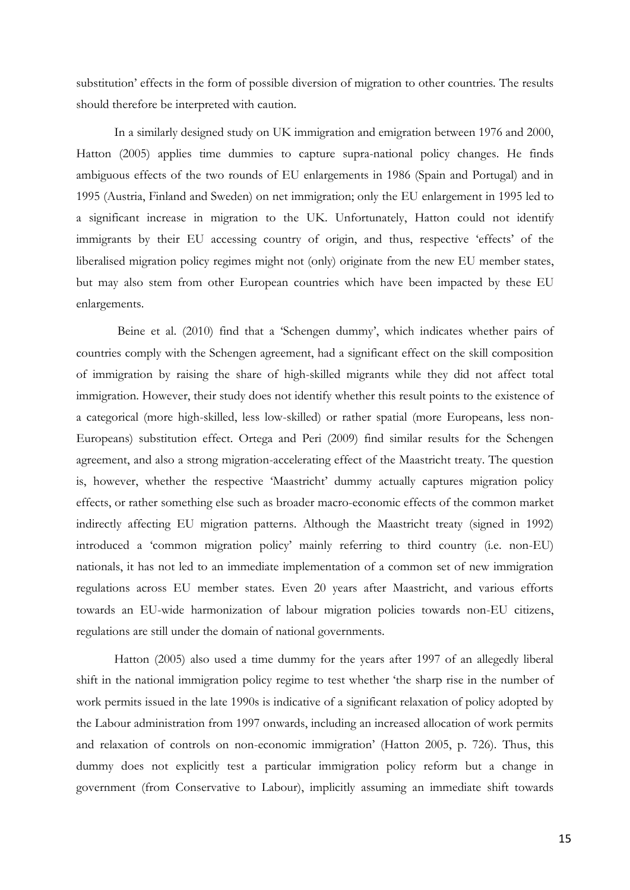substitution' effects in the form of possible diversion of migration to other countries. The results should therefore be interpreted with caution.

In a similarly designed study on UK immigration and emigration between 1976 and 2000, Hatton (2005) applies time dummies to capture supra-national policy changes. He finds ambiguous effects of the two rounds of EU enlargements in 1986 (Spain and Portugal) and in 1995 (Austria, Finland and Sweden) on net immigration; only the EU enlargement in 1995 led to a significant increase in migration to the UK. Unfortunately, Hatton could not identify immigrants by their EU accessing country of origin, and thus, respective 'effects' of the liberalised migration policy regimes might not (only) originate from the new EU member states, but may also stem from other European countries which have been impacted by these EU enlargements.

Beine et al. (2010) find that a 'Schengen dummy', which indicates whether pairs of countries comply with the Schengen agreement, had a significant effect on the skill composition of immigration by raising the share of high-skilled migrants while they did not affect total immigration. However, their study does not identify whether this result points to the existence of a categorical (more high-skilled, less low-skilled) or rather spatial (more Europeans, less non-Europeans) substitution effect. Ortega and Peri (2009) find similar results for the Schengen agreement, and also a strong migration-accelerating effect of the Maastricht treaty. The question is, however, whether the respective 'Maastricht' dummy actually captures migration policy effects, or rather something else such as broader macro-economic effects of the common market indirectly affecting EU migration patterns. Although the Maastricht treaty (signed in 1992) introduced a 'common migration policy' mainly referring to third country (i.e. non-EU) nationals, it has not led to an immediate implementation of a common set of new immigration regulations across EU member states. Even 20 years after Maastricht, and various efforts towards an EU-wide harmonization of labour migration policies towards non-EU citizens, regulations are still under the domain of national governments.

Hatton (2005) also used a time dummy for the years after 1997 of an allegedly liberal shift in the national immigration policy regime to test whether 'the sharp rise in the number of work permits issued in the late 1990s is indicative of a significant relaxation of policy adopted by the Labour administration from 1997 onwards, including an increased allocation of work permits and relaxation of controls on non-economic immigration' (Hatton 2005, p. 726). Thus, this dummy does not explicitly test a particular immigration policy reform but a change in government (from Conservative to Labour), implicitly assuming an immediate shift towards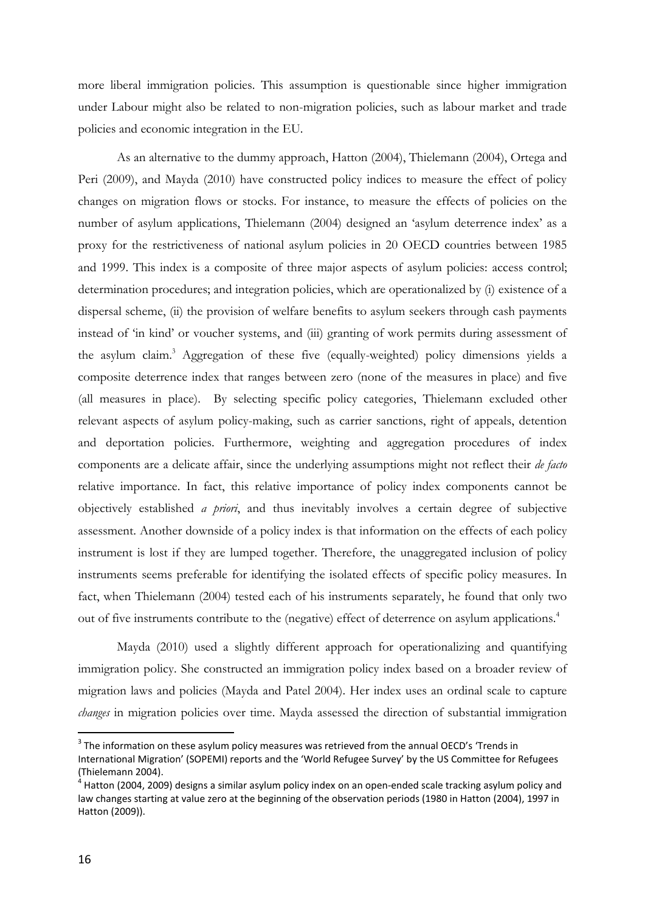more liberal immigration policies. This assumption is questionable since higher immigration under Labour might also be related to non-migration policies, such as labour market and trade policies and economic integration in the EU.

As an alternative to the dummy approach, Hatton (2004), Thielemann (2004), Ortega and Peri (2009), and Mayda (2010) have constructed policy indices to measure the effect of policy changes on migration flows or stocks. For instance, to measure the effects of policies on the number of asylum applications, Thielemann (2004) designed an 'asylum deterrence index' as a proxy for the restrictiveness of national asylum policies in 20 OECD countries between 1985 and 1999. This index is a composite of three major aspects of asylum policies: access control; determination procedures; and integration policies, which are operationalized by (i) existence of a dispersal scheme, (ii) the provision of welfare benefits to asylum seekers through cash payments instead of 'in kind' or voucher systems, and (iii) granting of work permits during assessment of the asylum claim.[3] Aggregation of these five (equally-weighted) policy dimensions yields a composite deterrence index that ranges between zero (none of the measures in place) and five (all measures in place). By selecting specific policy categories, Thielemann excluded other relevant aspects of asylum policy-making, such as carrier sanctions, right of appeals, detention and deportation policies. Furthermore, weighting and aggregation procedures of index components are a delicate affair, since the underlying assumptions might not reflect their *de facto* relative importance. In fact, this relative importance of policy index components cannot be objectively established *a priori*, and thus inevitably involves a certain degree of subjective assessment. Another downside of a policy index is that information on the effects of each policy instrument is lost if they are lumped together. Therefore, the unaggregated inclusion of policy instruments seems preferable for identifying the isolated effects of specific policy measures. In fact, when Thielemann (2004) tested each of his instruments separately, he found that only two out of five instruments contribute to the (negative) effect of deterrence on asylum applications.[4]

Mayda (2010) used a slightly different approach for operationalizing and quantifying immigration policy. She constructed an immigration policy index based on a broader review of migration laws and policies (Mayda and Patel 2004). Her index uses an ordinal scale to capture *changes* in migration policies over time. Mayda assessed the direction of substantial immigration

---

[3] The information on these asylum policy measures was retrieved from the annual OECD's 'Trends in International Migration' (SOPEMI) reports and the 'World Refugee Survey' by the US Committee for Refugees (Thielemann 2004).

[4] Hatton (2004, 2009) designs a similar asylum policy index on an open-ended scale tracking asylum policy and law changes starting at value zero at the beginning of the observation periods (1980 in Hatton (2004), 1997 in Hatton (2009)).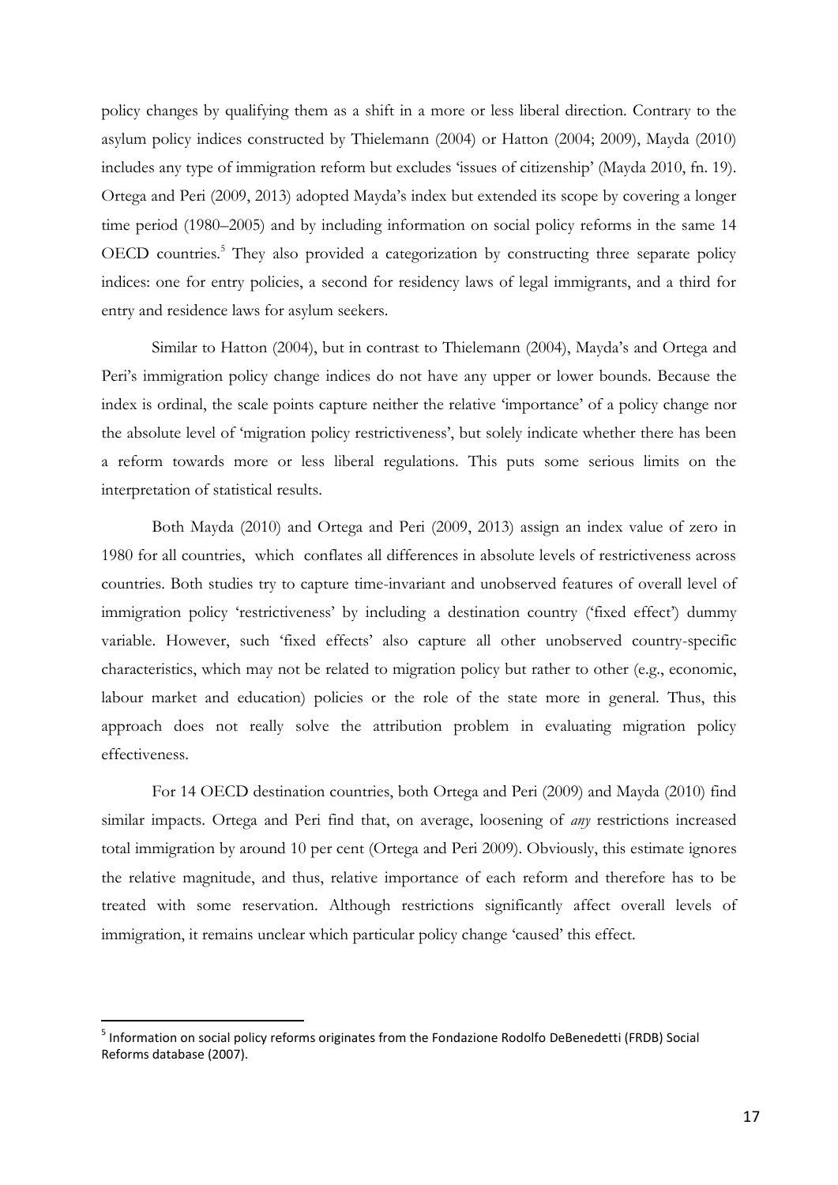policy changes by qualifying them as a shift in a more or less liberal direction. Contrary to the asylum policy indices constructed by Thielemann (2004) or Hatton (2004; 2009), Mayda (2010) includes any type of immigration reform but excludes 'issues of citizenship' (Mayda 2010, fn. 19). Ortega and Peri (2009, 2013) adopted Mayda's index but extended its scope by covering a longer time period (1980–2005) and by including information on social policy reforms in the same 14 OECD countries.[5] They also provided a categorization by constructing three separate policy indices: one for entry policies, a second for residency laws of legal immigrants, and a third for entry and residence laws for asylum seekers.

Similar to Hatton (2004), but in contrast to Thielemann (2004), Mayda's and Ortega and Peri's immigration policy change indices do not have any upper or lower bounds. Because the index is ordinal, the scale points capture neither the relative 'importance' of a policy change nor the absolute level of 'migration policy restrictiveness', but solely indicate whether there has been a reform towards more or less liberal regulations. This puts some serious limits on the interpretation of statistical results.

Both Mayda (2010) and Ortega and Peri (2009, 2013) assign an index value of zero in 1980 for all countries, which conflates all differences in absolute levels of restrictiveness across countries. Both studies try to capture time-invariant and unobserved features of overall level of immigration policy 'restrictiveness' by including a destination country ('fixed effect') dummy variable. However, such 'fixed effects' also capture all other unobserved country-specific characteristics, which may not be related to migration policy but rather to other (e.g., economic, labour market and education) policies or the role of the state more in general. Thus, this approach does not really solve the attribution problem in evaluating migration policy effectiveness.

For 14 OECD destination countries, both Ortega and Peri (2009) and Mayda (2010) find similar impacts. Ortega and Peri find that, on average, loosening of *any* restrictions increased total immigration by around 10 per cent (Ortega and Peri 2009). Obviously, this estimate ignores the relative magnitude, and thus, relative importance of each reform and therefore has to be treated with some reservation. Although restrictions significantly affect overall levels of immigration, it remains unclear which particular policy change 'caused' this effect.

---

[5] Information on social policy reforms originates from the Fondazione Rodolfo DeBenedetti (FRDB) Social Reforms database (2007).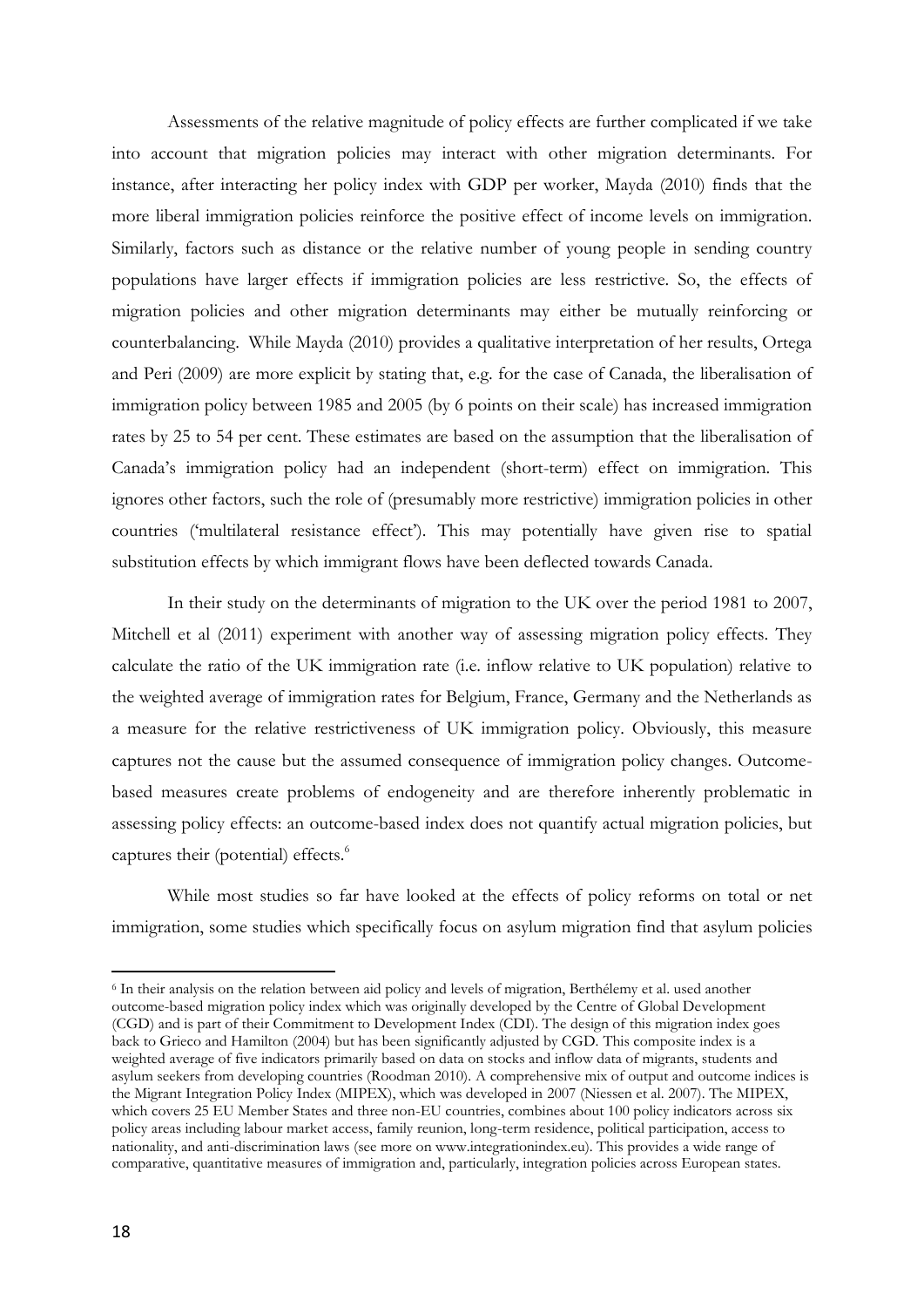Assessments of the relative magnitude of policy effects are further complicated if we take into account that migration policies may interact with other migration determinants. For instance, after interacting her policy index with GDP per worker, Mayda (2010) finds that the more liberal immigration policies reinforce the positive effect of income levels on immigration. Similarly, factors such as distance or the relative number of young people in sending country populations have larger effects if immigration policies are less restrictive. So, the effects of migration policies and other migration determinants may either be mutually reinforcing or counterbalancing. While Mayda (2010) provides a qualitative interpretation of her results, Ortega and Peri (2009) are more explicit by stating that, e.g. for the case of Canada, the liberalisation of immigration policy between 1985 and 2005 (by 6 points on their scale) has increased immigration rates by 25 to 54 per cent. These estimates are based on the assumption that the liberalisation of Canada's immigration policy had an independent (short-term) effect on immigration. This ignores other factors, such the role of (presumably more restrictive) immigration policies in other countries ('multilateral resistance effect'). This may potentially have given rise to spatial substitution effects by which immigrant flows have been deflected towards Canada.

In their study on the determinants of migration to the UK over the period 1981 to 2007, Mitchell et al (2011) experiment with another way of assessing migration policy effects. They calculate the ratio of the UK immigration rate (i.e. inflow relative to UK population) relative to the weighted average of immigration rates for Belgium, France, Germany and the Netherlands as a measure for the relative restrictiveness of UK immigration policy. Obviously, this measure captures not the cause but the assumed consequence of immigration policy changes. Outcome-based measures create problems of endogeneity and are therefore inherently problematic in assessing policy effects: an outcome-based index does not quantify actual migration policies, but captures their (potential) effects.[6]

While most studies so far have looked at the effects of policy reforms on total or net immigration, some studies which specifically focus on asylum migration find that asylum policies

[6] In their analysis on the relation between aid policy and levels of migration, Berthélemy et al. used another outcome-based migration policy index which was originally developed by the Centre of Global Development (CGD) and is part of their Commitment to Development Index (CDI). The design of this migration index goes back to Grieco and Hamilton (2004) but has been significantly adjusted by CGD. This composite index is a weighted average of five indicators primarily based on data on stocks and inflow data of migrants, students and asylum seekers from developing countries (Roodman 2010). A comprehensive mix of output and outcome indices is the Migrant Integration Policy Index (MIPEX), which was developed in 2007 (Niessen et al. 2007). The MIPEX, which covers 25 EU Member States and three non-EU countries, combines about 100 policy indicators across six policy areas including labour market access, family reunion, long-term residence, political participation, access to nationality, and anti-discrimination laws (see more on www.integrationindex.eu). This provides a wide range of comparative, quantitative measures of immigration and, particularly, integration policies across European states.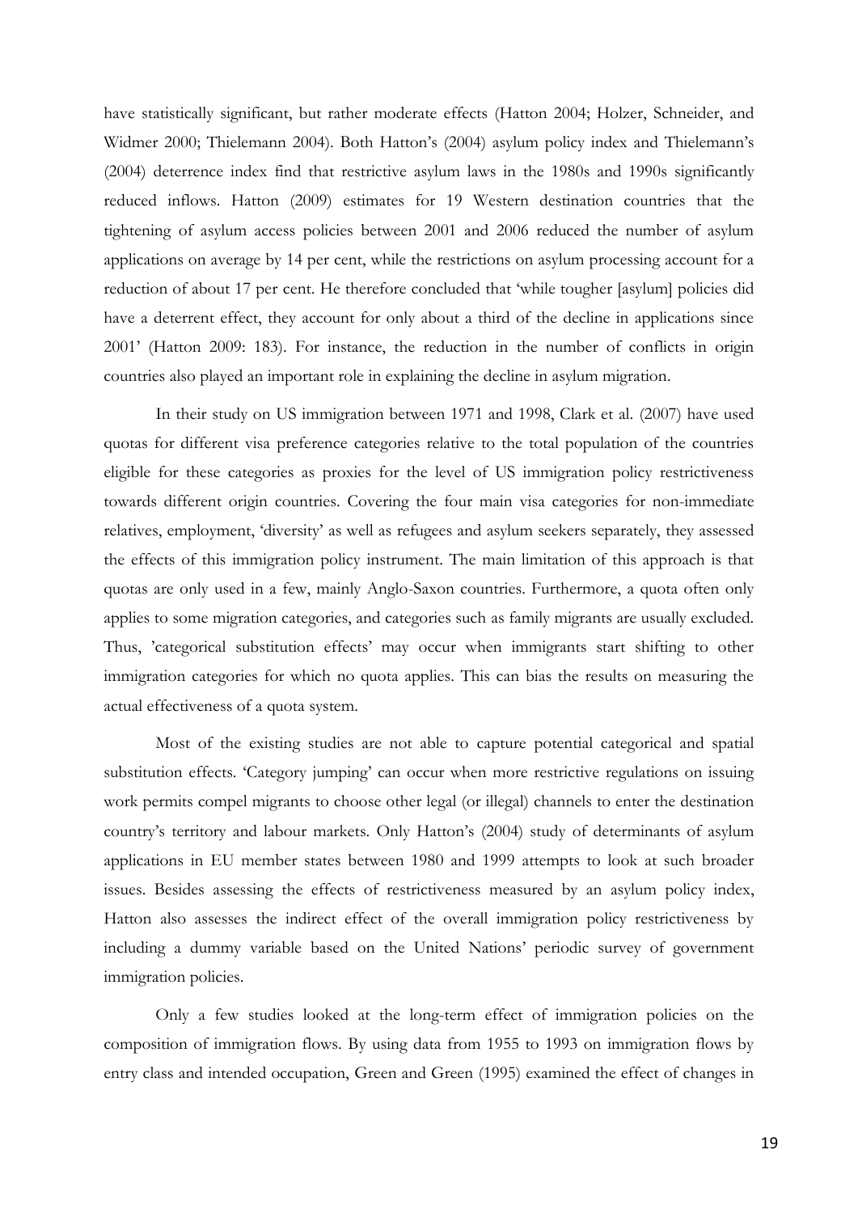have statistically significant, but rather moderate effects (Hatton 2004; Holzer, Schneider, and Widmer 2000; Thielemann 2004). Both Hatton's (2004) asylum policy index and Thielemann's (2004) deterrence index find that restrictive asylum laws in the 1980s and 1990s significantly reduced inflows. Hatton (2009) estimates for 19 Western destination countries that the tightening of asylum access policies between 2001 and 2006 reduced the number of asylum applications on average by 14 per cent, while the restrictions on asylum processing account for a reduction of about 17 per cent. He therefore concluded that 'while tougher [asylum] policies did have a deterrent effect, they account for only about a third of the decline in applications since 2001' (Hatton 2009: 183). For instance, the reduction in the number of conflicts in origin countries also played an important role in explaining the decline in asylum migration.

In their study on US immigration between 1971 and 1998, Clark et al. (2007) have used quotas for different visa preference categories relative to the total population of the countries eligible for these categories as proxies for the level of US immigration policy restrictiveness towards different origin countries. Covering the four main visa categories for non-immediate relatives, employment, 'diversity' as well as refugees and asylum seekers separately, they assessed the effects of this immigration policy instrument. The main limitation of this approach is that quotas are only used in a few, mainly Anglo-Saxon countries. Furthermore, a quota often only applies to some migration categories, and categories such as family migrants are usually excluded. Thus, 'categorical substitution effects' may occur when immigrants start shifting to other immigration categories for which no quota applies. This can bias the results on measuring the actual effectiveness of a quota system.

Most of the existing studies are not able to capture potential categorical and spatial substitution effects. 'Category jumping' can occur when more restrictive regulations on issuing work permits compel migrants to choose other legal (or illegal) channels to enter the destination country's territory and labour markets. Only Hatton's (2004) study of determinants of asylum applications in EU member states between 1980 and 1999 attempts to look at such broader issues. Besides assessing the effects of restrictiveness measured by an asylum policy index, Hatton also assesses the indirect effect of the overall immigration policy restrictiveness by including a dummy variable based on the United Nations' periodic survey of government immigration policies.

Only a few studies looked at the long-term effect of immigration policies on the composition of immigration flows. By using data from 1955 to 1993 on immigration flows by entry class and intended occupation, Green and Green (1995) examined the effect of changes in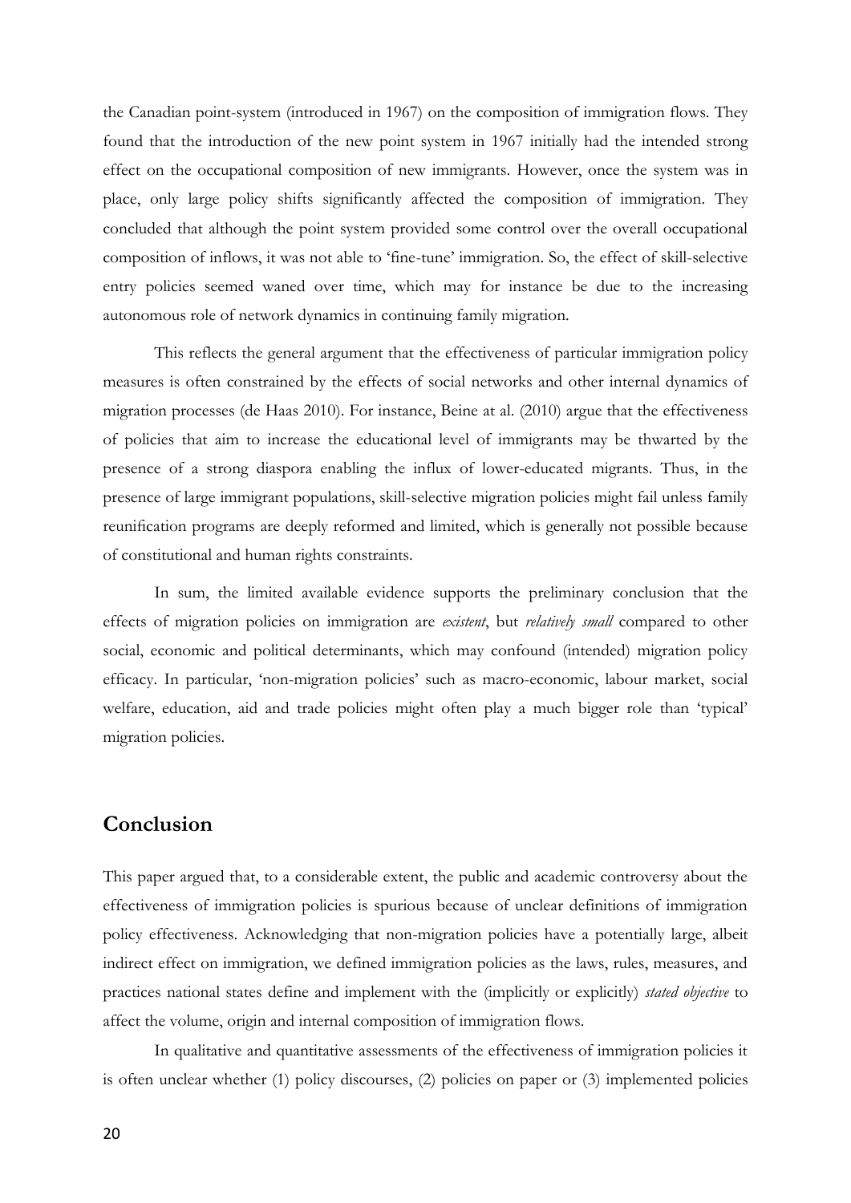the Canadian point-system (introduced in 1967) on the composition of immigration flows. They found that the introduction of the new point system in 1967 initially had the intended strong effect on the occupational composition of new immigrants. However, once the system was in place, only large policy shifts significantly affected the composition of immigration. They concluded that although the point system provided some control over the overall occupational composition of inflows, it was not able to 'fine-tune' immigration. So, the effect of skill-selective entry policies seemed waned over time, which may for instance be due to the increasing autonomous role of network dynamics in continuing family migration.

This reflects the general argument that the effectiveness of particular immigration policy measures is often constrained by the effects of social networks and other internal dynamics of migration processes (de Haas 2010). For instance, Beine at al. (2010) argue that the effectiveness of policies that aim to increase the educational level of immigrants may be thwarted by the presence of a strong diaspora enabling the influx of lower-educated migrants. Thus, in the presence of large immigrant populations, skill-selective migration policies might fail unless family reunification programs are deeply reformed and limited, which is generally not possible because of constitutional and human rights constraints.

In sum, the limited available evidence supports the preliminary conclusion that the effects of migration policies on immigration are *existent*, but *relatively small* compared to other social, economic and political determinants, which may confound (intended) migration policy efficacy. In particular, 'non-migration policies' such as macro-economic, labour market, social welfare, education, aid and trade policies might often play a much bigger role than 'typical' migration policies.

## Conclusion

This paper argued that, to a considerable extent, the public and academic controversy about the effectiveness of immigration policies is spurious because of unclear definitions of immigration policy effectiveness. Acknowledging that non-migration policies have a potentially large, albeit indirect effect on immigration, we defined immigration policies as the laws, rules, measures, and practices national states define and implement with the (implicitly or explicitly) *stated objective* to affect the volume, origin and internal composition of immigration flows.

In qualitative and quantitative assessments of the effectiveness of immigration policies it is often unclear whether (1) policy discourses, (2) policies on paper or (3) implemented policies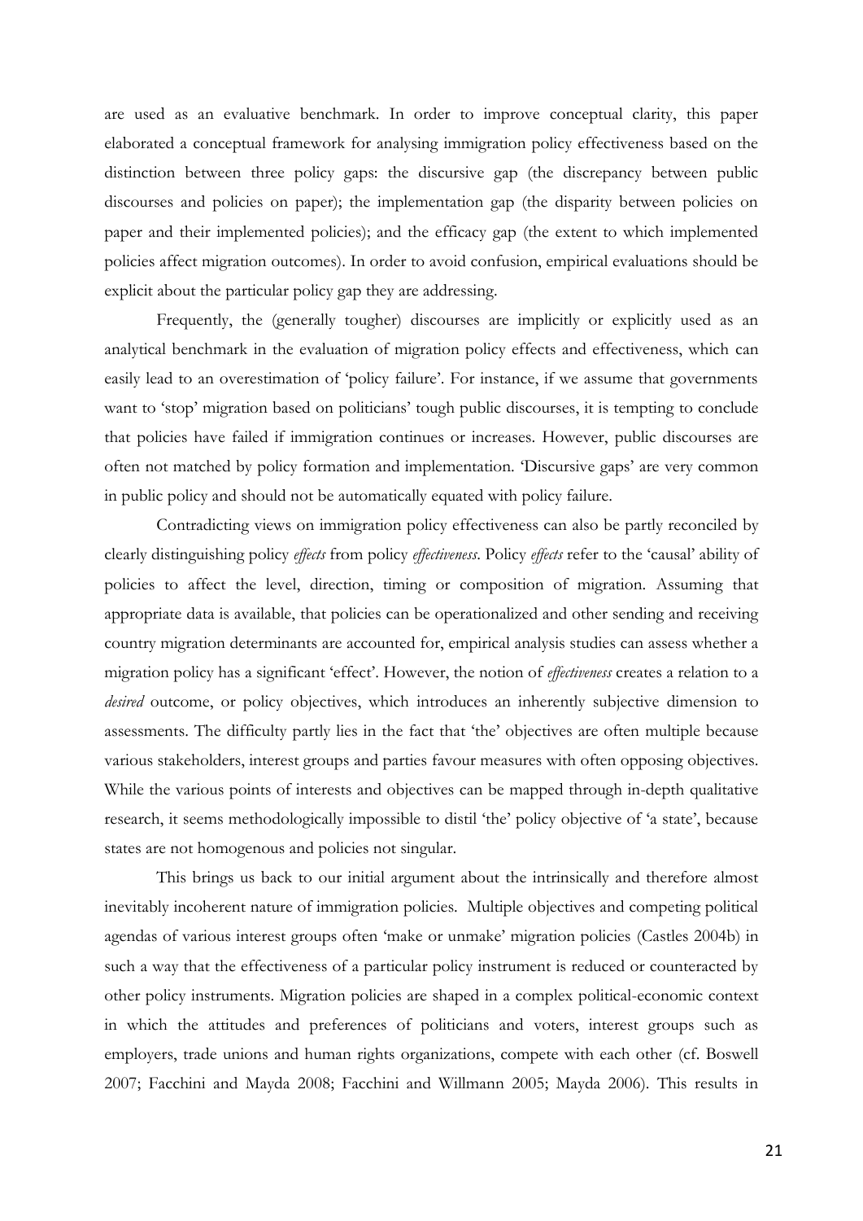are used as an evaluative benchmark. In order to improve conceptual clarity, this paper elaborated a conceptual framework for analysing immigration policy effectiveness based on the distinction between three policy gaps: the discursive gap (the discrepancy between public discourses and policies on paper); the implementation gap (the disparity between policies on paper and their implemented policies); and the efficacy gap (the extent to which implemented policies affect migration outcomes). In order to avoid confusion, empirical evaluations should be explicit about the particular policy gap they are addressing.

Frequently, the (generally tougher) discourses are implicitly or explicitly used as an analytical benchmark in the evaluation of migration policy effects and effectiveness, which can easily lead to an overestimation of 'policy failure'. For instance, if we assume that governments want to 'stop' migration based on politicians' tough public discourses, it is tempting to conclude that policies have failed if immigration continues or increases. However, public discourses are often not matched by policy formation and implementation. 'Discursive gaps' are very common in public policy and should not be automatically equated with policy failure.

Contradicting views on immigration policy effectiveness can also be partly reconciled by clearly distinguishing policy *effects* from policy *effectiveness*. Policy *effects* refer to the 'causal' ability of policies to affect the level, direction, timing or composition of migration. Assuming that appropriate data is available, that policies can be operationalized and other sending and receiving country migration determinants are accounted for, empirical analysis studies can assess whether a migration policy has a significant 'effect'. However, the notion of *effectiveness* creates a relation to a *desired* outcome, or policy objectives, which introduces an inherently subjective dimension to assessments. The difficulty partly lies in the fact that 'the' objectives are often multiple because various stakeholders, interest groups and parties favour measures with often opposing objectives. While the various points of interests and objectives can be mapped through in-depth qualitative research, it seems methodologically impossible to distil 'the' policy objective of 'a state', because states are not homogenous and policies not singular.

This brings us back to our initial argument about the intrinsically and therefore almost inevitably incoherent nature of immigration policies. Multiple objectives and competing political agendas of various interest groups often 'make or unmake' migration policies (Castles 2004b) in such a way that the effectiveness of a particular policy instrument is reduced or counteracted by other policy instruments. Migration policies are shaped in a complex political-economic context in which the attitudes and preferences of politicians and voters, interest groups such as employers, trade unions and human rights organizations, compete with each other (cf. Boswell 2007; Facchini and Mayda 2008; Facchini and Willmann 2005; Mayda 2006). This results in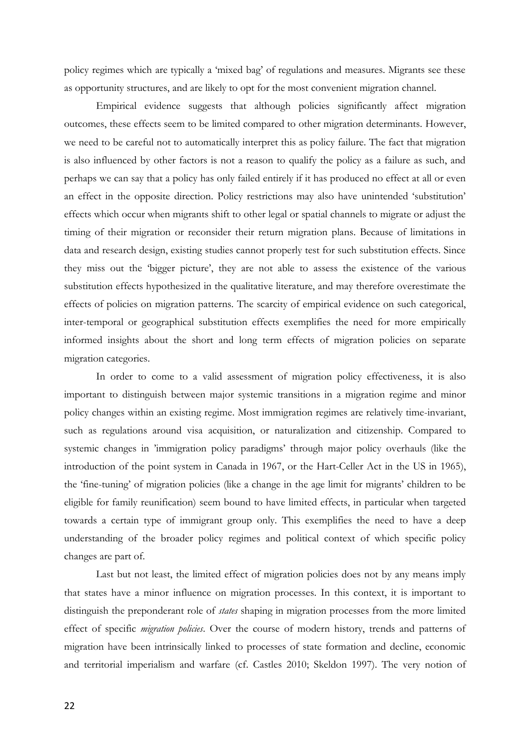policy regimes which are typically a 'mixed bag' of regulations and measures. Migrants see these as opportunity structures, and are likely to opt for the most convenient migration channel.

Empirical evidence suggests that although policies significantly affect migration outcomes, these effects seem to be limited compared to other migration determinants. However, we need to be careful not to automatically interpret this as policy failure. The fact that migration is also influenced by other factors is not a reason to qualify the policy as a failure as such, and perhaps we can say that a policy has only failed entirely if it has produced no effect at all or even an effect in the opposite direction. Policy restrictions may also have unintended 'substitution' effects which occur when migrants shift to other legal or spatial channels to migrate or adjust the timing of their migration or reconsider their return migration plans. Because of limitations in data and research design, existing studies cannot properly test for such substitution effects. Since they miss out the 'bigger picture', they are not able to assess the existence of the various substitution effects hypothesized in the qualitative literature, and may therefore overestimate the effects of policies on migration patterns. The scarcity of empirical evidence on such categorical, inter-temporal or geographical substitution effects exemplifies the need for more empirically informed insights about the short and long term effects of migration policies on separate migration categories.

In order to come to a valid assessment of migration policy effectiveness, it is also important to distinguish between major systemic transitions in a migration regime and minor policy changes within an existing regime. Most immigration regimes are relatively time-invariant, such as regulations around visa acquisition, or naturalization and citizenship. Compared to systemic changes in 'immigration policy paradigms' through major policy overhauls (like the introduction of the point system in Canada in 1967, or the Hart-Celler Act in the US in 1965), the 'fine-tuning' of migration policies (like a change in the age limit for migrants' children to be eligible for family reunification) seem bound to have limited effects, in particular when targeted towards a certain type of immigrant group only. This exemplifies the need to have a deep understanding of the broader policy regimes and political context of which specific policy changes are part of.

Last but not least, the limited effect of migration policies does not by any means imply that states have a minor influence on migration processes. In this context, it is important to distinguish the preponderant role of *states* shaping in migration processes from the more limited effect of specific *migration policies*. Over the course of modern history, trends and patterns of migration have been intrinsically linked to processes of state formation and decline, economic and territorial imperialism and warfare (cf. Castles 2010; Skeldon 1997). The very notion of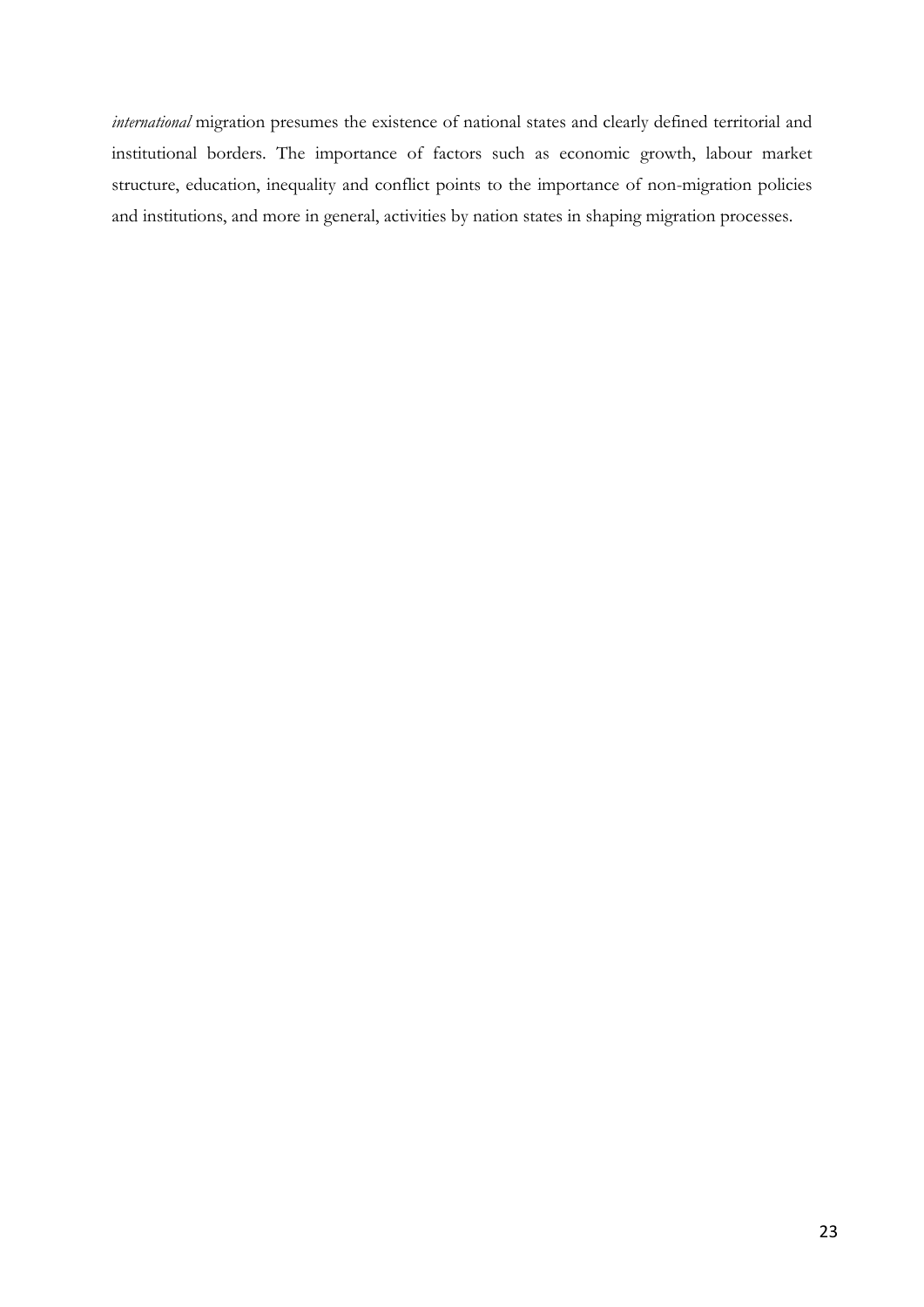*international* migration presumes the existence of national states and clearly defined territorial and institutional borders. The importance of factors such as economic growth, labour market structure, education, inequality and conflict points to the importance of non-migration policies and institutions, and more in general, activities by nation states in shaping migration processes.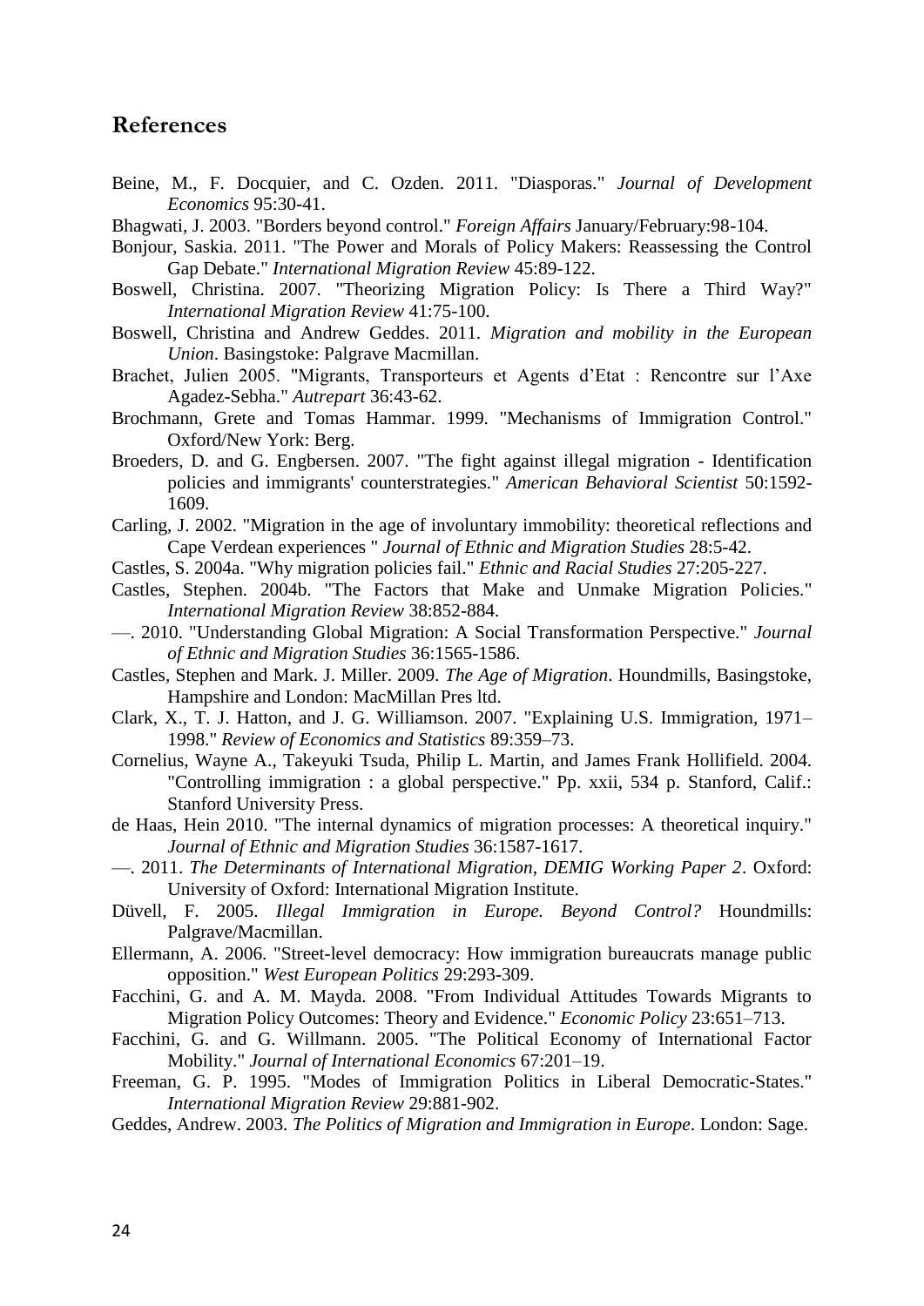## References

Beine, M., F. Docquier, and C. Ozden. 2011. "Diasporas." *Journal of Development Economics* 95:30-41.

Bhagwati, J. 2003. "Borders beyond control." *Foreign Affairs* January/February:98-104.

Bonjour, Saskia. 2011. "The Power and Morals of Policy Makers: Reassessing the Control Gap Debate." *International Migration Review* 45:89-122.

Boswell, Christina. 2007. "Theorizing Migration Policy: Is There a Third Way?" *International Migration Review* 41:75-100.

Boswell, Christina and Andrew Geddes. 2011. *Migration and mobility in the European Union*. Basingstoke: Palgrave Macmillan.

Brachet, Julien 2005. "Migrants, Transporteurs et Agents d'Etat : Rencontre sur l'Axe Agadez-Sebha." *Autrepart* 36:43-62.

Brochmann, Grete and Tomas Hammar. 1999. "Mechanisms of Immigration Control." Oxford/New York: Berg.

Broeders, D. and G. Engbersen. 2007. "The fight against illegal migration - Identification policies and immigrants' counterstrategies." *American Behavioral Scientist* 50:1592-1609.

Carling, J. 2002. "Migration in the age of involuntary immobility: theoretical reflections and Cape Verdean experiences " *Journal of Ethnic and Migration Studies* 28:5-42.

Castles, S. 2004a. "Why migration policies fail." *Ethnic and Racial Studies* 27:205-227.

Castles, Stephen. 2004b. "The Factors that Make and Unmake Migration Policies." *International Migration Review* 38:852-884.

—. 2010. "Understanding Global Migration: A Social Transformation Perspective." *Journal of Ethnic and Migration Studies* 36:1565-1586.

Castles, Stephen and Mark. J. Miller. 2009. *The Age of Migration*. Houndmills, Basingstoke, Hampshire and London: MacMillan Pres ltd.

Clark, X., T. J. Hatton, and J. G. Williamson. 2007. "Explaining U.S. Immigration, 1971–1998." *Review of Economics and Statistics* 89:359–73.

Cornelius, Wayne A., Takeyuki Tsuda, Philip L. Martin, and James Frank Hollifield. 2004. "Controlling immigration : a global perspective." Pp. xxii, 534 p. Stanford, Calif.: Stanford University Press.

de Haas, Hein 2010. "The internal dynamics of migration processes: A theoretical inquiry." *Journal of Ethnic and Migration Studies* 36:1587-1617.

—. 2011. *The Determinants of International Migration, DEMIG Working Paper 2*. Oxford: University of Oxford: International Migration Institute.

Düvell, F. 2005. *Illegal Immigration in Europe. Beyond Control?* Houndmills: Palgrave/Macmillan.

Ellermann, A. 2006. "Street-level democracy: How immigration bureaucrats manage public opposition." *West European Politics* 29:293-309.

Facchini, G. and A. M. Mayda. 2008. "From Individual Attitudes Towards Migrants to Migration Policy Outcomes: Theory and Evidence." *Economic Policy* 23:651–713.

Facchini, G. and G. Willmann. 2005. "The Political Economy of International Factor Mobility." *Journal of International Economics* 67:201–19.

Freeman, G. P. 1995. "Modes of Immigration Politics in Liberal Democratic-States." *International Migration Review* 29:881-902.

Geddes, Andrew. 2003. *The Politics of Migration and Immigration in Europe*. London: Sage.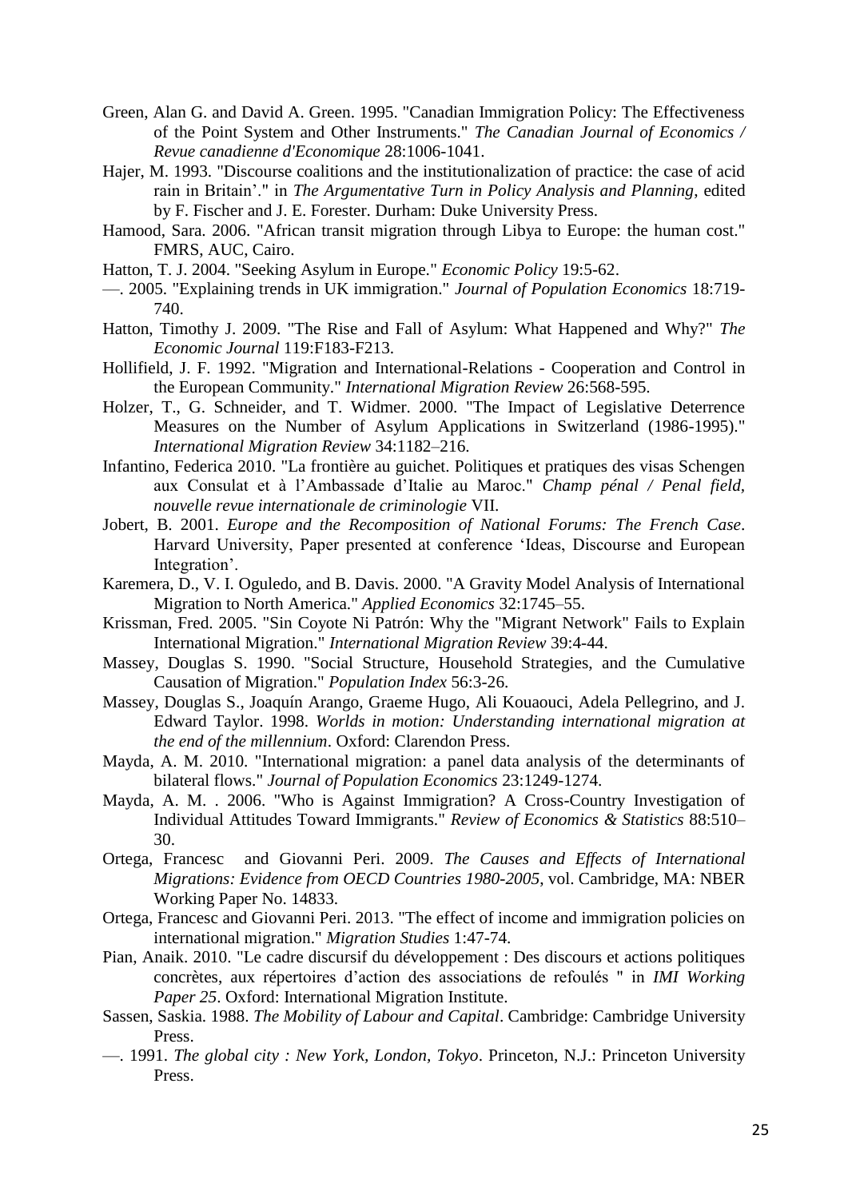Green, Alan G. and David A. Green. 1995. "Canadian Immigration Policy: The Effectiveness of the Point System and Other Instruments." *The Canadian Journal of Economics / Revue canadienne d'Economique* 28:1006-1041.

Hajer, M. 1993. "Discourse coalitions and the institutionalization of practice: the case of acid rain in Britain'." in *The Argumentative Turn in Policy Analysis and Planning*, edited by F. Fischer and J. E. Forester. Durham: Duke University Press.

Hamood, Sara. 2006. "African transit migration through Libya to Europe: the human cost." FMRS, AUC, Cairo.

Hatton, T. J. 2004. "Seeking Asylum in Europe." *Economic Policy* 19:5-62.

—. 2005. "Explaining trends in UK immigration." *Journal of Population Economics* 18:719-740.

Hatton, Timothy J. 2009. "The Rise and Fall of Asylum: What Happened and Why?" *The Economic Journal* 119:F183-F213.

Hollifield, J. F. 1992. "Migration and International-Relations - Cooperation and Control in the European Community." *International Migration Review* 26:568-595.

Holzer, T., G. Schneider, and T. Widmer. 2000. "The Impact of Legislative Deterrence Measures on the Number of Asylum Applications in Switzerland (1986-1995)." *International Migration Review* 34:1182–216.

Infantino, Federica 2010. "La frontière au guichet. Politiques et pratiques des visas Schengen aux Consulat et à l'Ambassade d'Italie au Maroc." *Champ pénal / Penal field, nouvelle revue internationale de criminologie* VII.

Jobert, B. 2001. *Europe and the Recomposition of National Forums: The French Case*. Harvard University, Paper presented at conference 'Ideas, Discourse and European Integration'.

Karemera, D., V. I. Oguledo, and B. Davis. 2000. "A Gravity Model Analysis of International Migration to North America." *Applied Economics* 32:1745–55.

Krissman, Fred. 2005. "Sin Coyote Ni Patrón: Why the "Migrant Network" Fails to Explain International Migration." *International Migration Review* 39:4-44.

Massey, Douglas S. 1990. "Social Structure, Household Strategies, and the Cumulative Causation of Migration." *Population Index* 56:3-26.

Massey, Douglas S., Joaquín Arango, Graeme Hugo, Ali Kouaouci, Adela Pellegrino, and J. Edward Taylor. 1998. *Worlds in motion: Understanding international migration at the end of the millennium*. Oxford: Clarendon Press.

Mayda, A. M. 2010. "International migration: a panel data analysis of the determinants of bilateral flows." *Journal of Population Economics* 23:1249-1274.

Mayda, A. M. . 2006. "Who is Against Immigration? A Cross-Country Investigation of Individual Attitudes Toward Immigrants." *Review of Economics & Statistics* 88:510–30.

Ortega, Francesc and Giovanni Peri. 2009. *The Causes and Effects of International Migrations: Evidence from OECD Countries 1980-2005*, vol. Cambridge, MA: NBER Working Paper No. 14833.

Ortega, Francesc and Giovanni Peri. 2013. "The effect of income and immigration policies on international migration." *Migration Studies* 1:47-74.

Pian, Anaik. 2010. "Le cadre discursif du développement : Des discours et actions politiques concrètes, aux répertoires d'action des associations de refoulés " in *IMI Working Paper 25*. Oxford: International Migration Institute.

Sassen, Saskia. 1988. *The Mobility of Labour and Capital*. Cambridge: Cambridge University Press.

—. 1991. *The global city : New York, London, Tokyo*. Princeton, N.J.: Princeton University Press.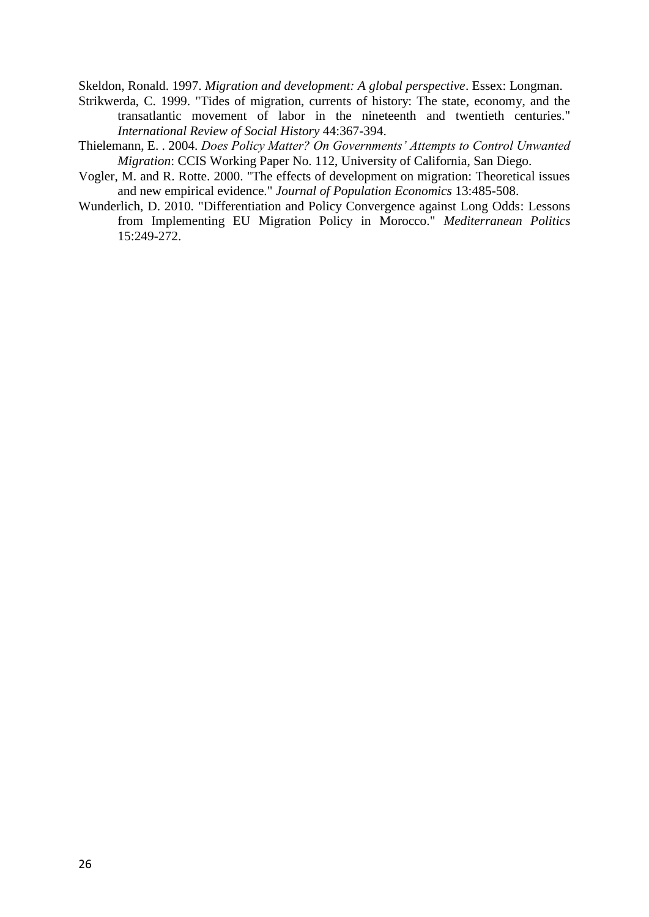Skeldon, Ronald. 1997. *Migration and development: A global perspective*. Essex: Longman.

Strikwerda, C. 1999. "Tides of migration, currents of history: The state, economy, and the transatlantic movement of labor in the nineteenth and twentieth centuries." *International Review of Social History* 44:367-394.

Thielemann, E. . 2004. *Does Policy Matter? On Governments' Attempts to Control Unwanted Migration*: CCIS Working Paper No. 112, University of California, San Diego.

Vogler, M. and R. Rotte. 2000. "The effects of development on migration: Theoretical issues and new empirical evidence." *Journal of Population Economics* 13:485-508.

Wunderlich, D. 2010. "Differentiation and Policy Convergence against Long Odds: Lessons from Implementing EU Migration Policy in Morocco." *Mediterranean Politics* 15:249-272.